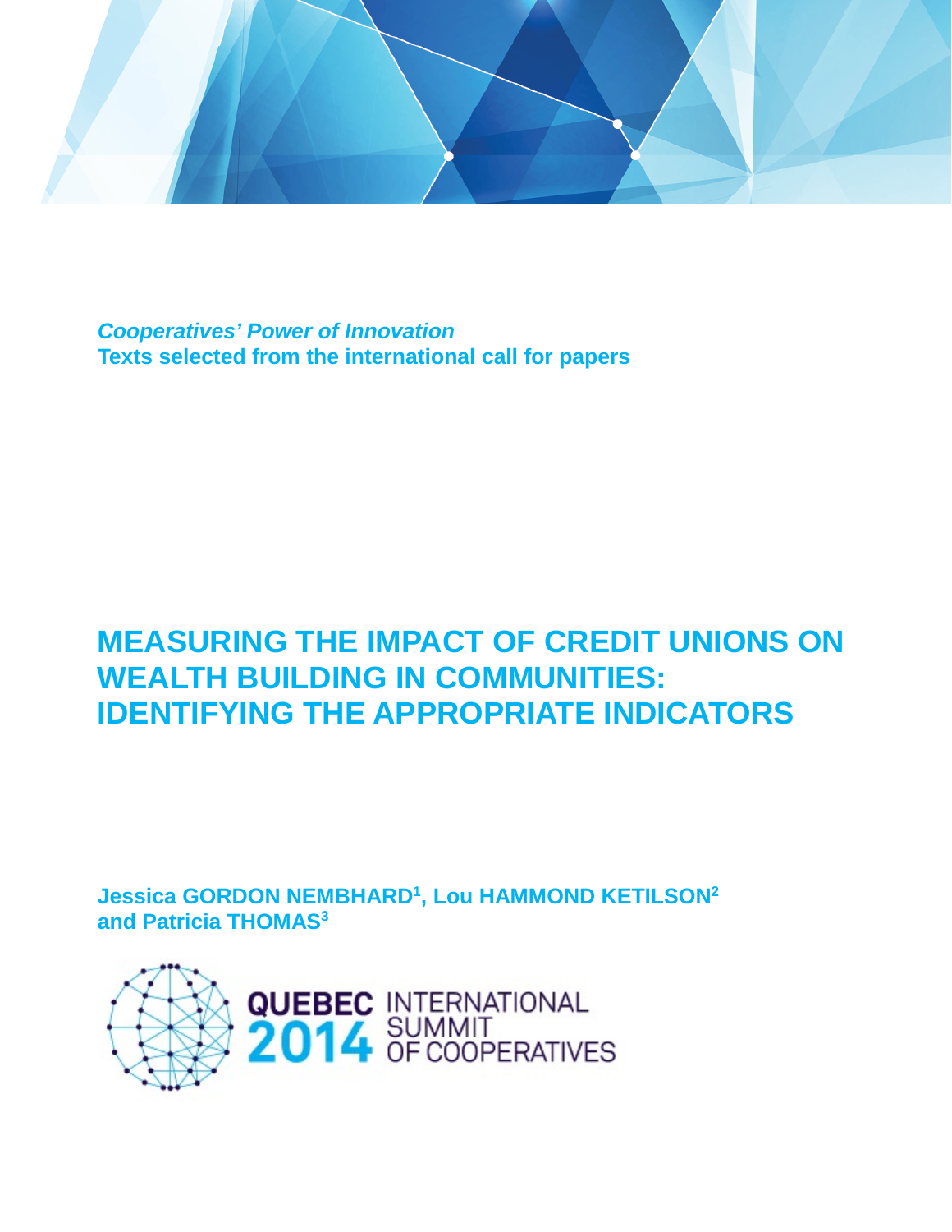*Cooperatives' Power of Innovation*
**Texts selected from the international call for papers**

# MEASURING THE IMPACT OF CREDIT UNIONS ON WEALTH BUILDING IN COMMUNITIES: IDENTIFYING THE APPROPRIATE INDICATORS

**Jessica GORDON NEMBHARD[1], Lou HAMMOND KETILSON[2] and Patricia THOMAS[3]**

QUEBEC 2014 INTERNATIONAL SUMMIT OF COOPERATIVES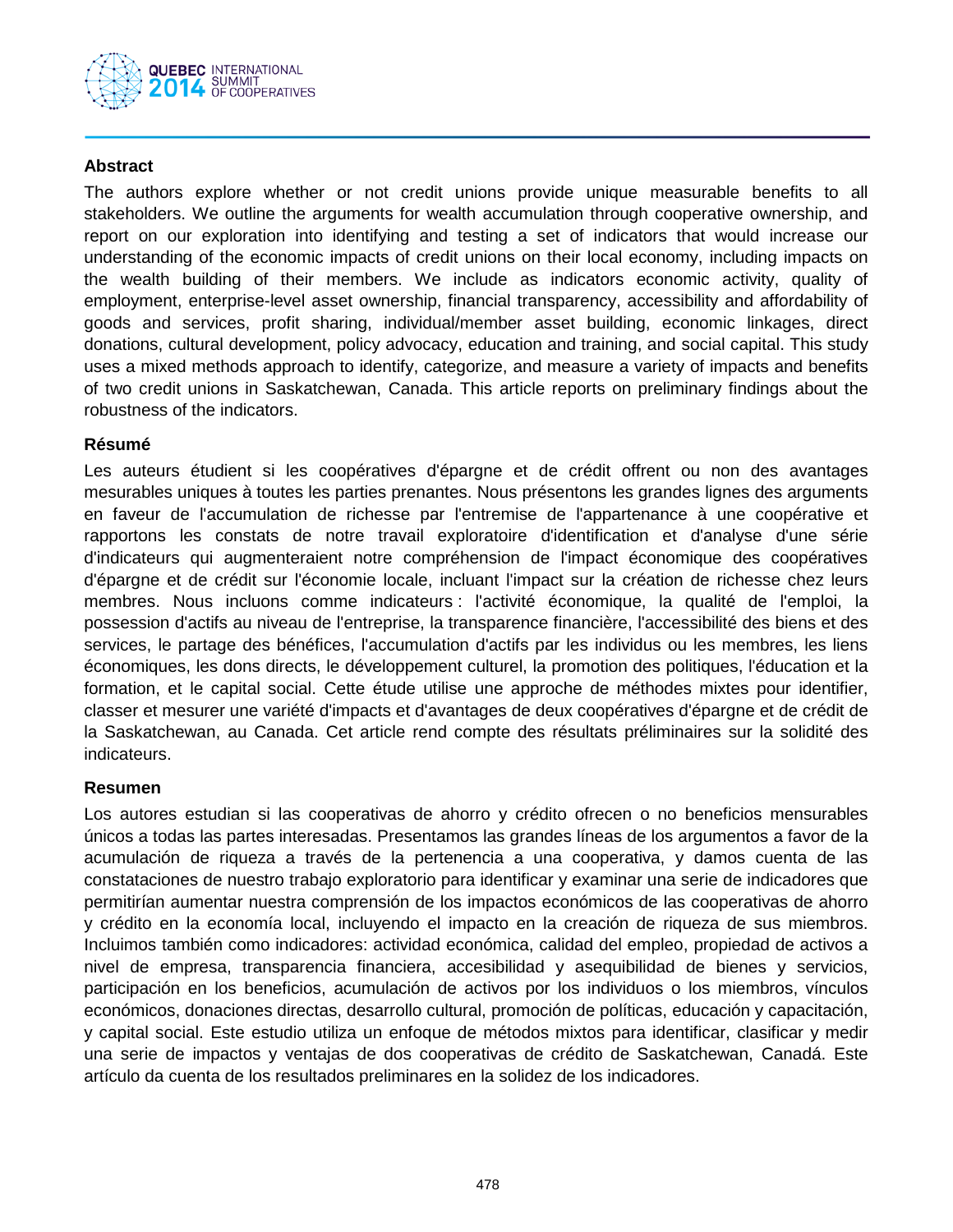### Abstract

The authors explore whether or not credit unions provide unique measurable benefits to all stakeholders. We outline the arguments for wealth accumulation through cooperative ownership, and report on our exploration into identifying and testing a set of indicators that would increase our understanding of the economic impacts of credit unions on their local economy, including impacts on the wealth building of their members. We include as indicators economic activity, quality of employment, enterprise-level asset ownership, financial transparency, accessibility and affordability of goods and services, profit sharing, individual/member asset building, economic linkages, direct donations, cultural development, policy advocacy, education and training, and social capital. This study uses a mixed methods approach to identify, categorize, and measure a variety of impacts and benefits of two credit unions in Saskatchewan, Canada. This article reports on preliminary findings about the robustness of the indicators.

### Résumé

Les auteurs étudient si les coopératives d'épargne et de crédit offrent ou non des avantages mesurables uniques à toutes les parties prenantes. Nous présentons les grandes lignes des arguments en faveur de l'accumulation de richesse par l'entremise de l'appartenance à une coopérative et rapportons les constats de notre travail exploratoire d'identification et d'analyse d'une série d'indicateurs qui augmenteraient notre compréhension de l'impact économique des coopératives d'épargne et de crédit sur l'économie locale, incluant l'impact sur la création de richesse chez leurs membres. Nous incluons comme indicateurs : l'activité économique, la qualité de l'emploi, la possession d'actifs au niveau de l'entreprise, la transparence financière, l'accessibilité des biens et des services, le partage des bénéfices, l'accumulation d'actifs par les individus ou les membres, les liens économiques, les dons directs, le développement culturel, la promotion des politiques, l'éducation et la formation, et le capital social. Cette étude utilise une approche de méthodes mixtes pour identifier, classer et mesurer une variété d'impacts et d'avantages de deux coopératives d'épargne et de crédit de la Saskatchewan, au Canada. Cet article rend compte des résultats préliminaires sur la solidité des indicateurs.

### Resumen

Los autores estudian si las cooperativas de ahorro y crédito ofrecen o no beneficios mensurables únicos a todas las partes interesadas. Presentamos las grandes líneas de los argumentos a favor de la acumulación de riqueza a través de la pertenencia a una cooperativa, y damos cuenta de las constataciones de nuestro trabajo exploratorio para identificar y examinar una serie de indicadores que permitirían aumentar nuestra comprensión de los impactos económicos de las cooperativas de ahorro y crédito en la economía local, incluyendo el impacto en la creación de riqueza de sus miembros. Incluimos también como indicadores: actividad económica, calidad del empleo, propiedad de activos a nivel de empresa, transparencia financiera, accesibilidad y asequibilidad de bienes y servicios, participación en los beneficios, acumulación de activos por los individuos o los miembros, vínculos económicos, donaciones directas, desarrollo cultural, promoción de políticas, educación y capacitación, y capital social. Este estudio utiliza un enfoque de métodos mixtos para identificar, clasificar y medir una serie de impactos y ventajas de dos cooperativas de crédito de Saskatchewan, Canadá. Este artículo da cuenta de los resultados preliminares en la solidez de los indicadores.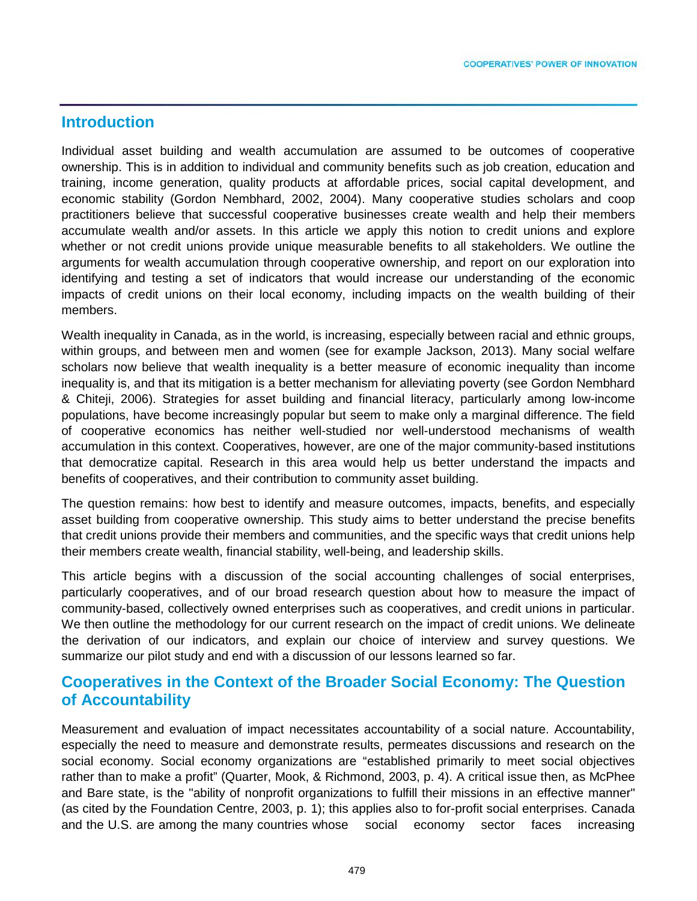## Introduction

Individual asset building and wealth accumulation are assumed to be outcomes of cooperative ownership. This is in addition to individual and community benefits such as job creation, education and training, income generation, quality products at affordable prices, social capital development, and economic stability (Gordon Nembhard, 2002, 2004). Many cooperative studies scholars and coop practitioners believe that successful cooperative businesses create wealth and help their members accumulate wealth and/or assets. In this article we apply this notion to credit unions and explore whether or not credit unions provide unique measurable benefits to all stakeholders. We outline the arguments for wealth accumulation through cooperative ownership, and report on our exploration into identifying and testing a set of indicators that would increase our understanding of the economic impacts of credit unions on their local economy, including impacts on the wealth building of their members.

Wealth inequality in Canada, as in the world, is increasing, especially between racial and ethnic groups, within groups, and between men and women (see for example Jackson, 2013). Many social welfare scholars now believe that wealth inequality is a better measure of economic inequality than income inequality is, and that its mitigation is a better mechanism for alleviating poverty (see Gordon Nembhard & Chiteji, 2006). Strategies for asset building and financial literacy, particularly among low-income populations, have become increasingly popular but seem to make only a marginal difference. The field of cooperative economics has neither well-studied nor well-understood mechanisms of wealth accumulation in this context. Cooperatives, however, are one of the major community-based institutions that democratize capital. Research in this area would help us better understand the impacts and benefits of cooperatives, and their contribution to community asset building.

The question remains: how best to identify and measure outcomes, impacts, benefits, and especially asset building from cooperative ownership. This study aims to better understand the precise benefits that credit unions provide their members and communities, and the specific ways that credit unions help their members create wealth, financial stability, well-being, and leadership skills.

This article begins with a discussion of the social accounting challenges of social enterprises, particularly cooperatives, and of our broad research question about how to measure the impact of community-based, collectively owned enterprises such as cooperatives, and credit unions in particular. We then outline the methodology for our current research on the impact of credit unions. We delineate the derivation of our indicators, and explain our choice of interview and survey questions. We summarize our pilot study and end with a discussion of our lessons learned so far.

## Cooperatives in the Context of the Broader Social Economy: The Question of Accountability

Measurement and evaluation of impact necessitates accountability of a social nature. Accountability, especially the need to measure and demonstrate results, permeates discussions and research on the social economy. Social economy organizations are "established primarily to meet social objectives rather than to make a profit" (Quarter, Mook, & Richmond, 2003, p. 4). A critical issue then, as McPhee and Bare state, is the "ability of nonprofit organizations to fulfill their missions in an effective manner" (as cited by the Foundation Centre, 2003, p. 1); this applies also to for-profit social enterprises. Canada and the U.S. are among the many countries whose social economy sector faces increasing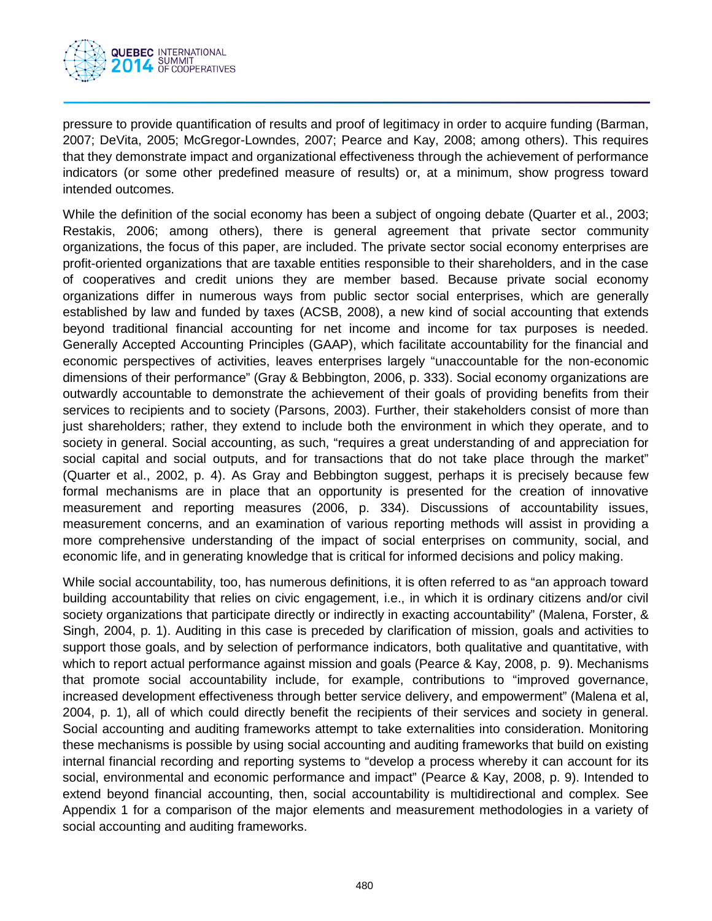pressure to provide quantification of results and proof of legitimacy in order to acquire funding (Barman, 2007; DeVita, 2005; McGregor-Lowndes, 2007; Pearce and Kay, 2008; among others). This requires that they demonstrate impact and organizational effectiveness through the achievement of performance indicators (or some other predefined measure of results) or, at a minimum, show progress toward intended outcomes.

While the definition of the social economy has been a subject of ongoing debate (Quarter et al., 2003; Restakis, 2006; among others), there is general agreement that private sector community organizations, the focus of this paper, are included. The private sector social economy enterprises are profit-oriented organizations that are taxable entities responsible to their shareholders, and in the case of cooperatives and credit unions they are member based. Because private social economy organizations differ in numerous ways from public sector social enterprises, which are generally established by law and funded by taxes (ACSB, 2008), a new kind of social accounting that extends beyond traditional financial accounting for net income and income for tax purposes is needed. Generally Accepted Accounting Principles (GAAP), which facilitate accountability for the financial and economic perspectives of activities, leaves enterprises largely "unaccountable for the non-economic dimensions of their performance" (Gray & Bebbington, 2006, p. 333). Social economy organizations are outwardly accountable to demonstrate the achievement of their goals of providing benefits from their services to recipients and to society (Parsons, 2003). Further, their stakeholders consist of more than just shareholders; rather, they extend to include both the environment in which they operate, and to society in general. Social accounting, as such, "requires a great understanding of and appreciation for social capital and social outputs, and for transactions that do not take place through the market" (Quarter et al., 2002, p. 4). As Gray and Bebbington suggest, perhaps it is precisely because few formal mechanisms are in place that an opportunity is presented for the creation of innovative measurement and reporting measures (2006, p. 334). Discussions of accountability issues, measurement concerns, and an examination of various reporting methods will assist in providing a more comprehensive understanding of the impact of social enterprises on community, social, and economic life, and in generating knowledge that is critical for informed decisions and policy making.

While social accountability, too, has numerous definitions, it is often referred to as "an approach toward building accountability that relies on civic engagement, i.e., in which it is ordinary citizens and/or civil society organizations that participate directly or indirectly in exacting accountability" (Malena, Forster, & Singh, 2004, p. 1). Auditing in this case is preceded by clarification of mission, goals and activities to support those goals, and by selection of performance indicators, both qualitative and quantitative, with which to report actual performance against mission and goals (Pearce & Kay, 2008, p. 9). Mechanisms that promote social accountability include, for example, contributions to "improved governance, increased development effectiveness through better service delivery, and empowerment" (Malena et al, 2004, p. 1), all of which could directly benefit the recipients of their services and society in general. Social accounting and auditing frameworks attempt to take externalities into consideration. Monitoring these mechanisms is possible by using social accounting and auditing frameworks that build on existing internal financial recording and reporting systems to "develop a process whereby it can account for its social, environmental and economic performance and impact" (Pearce & Kay, 2008, p. 9). Intended to extend beyond financial accounting, then, social accountability is multidirectional and complex. See Appendix 1 for a comparison of the major elements and measurement methodologies in a variety of social accounting and auditing frameworks.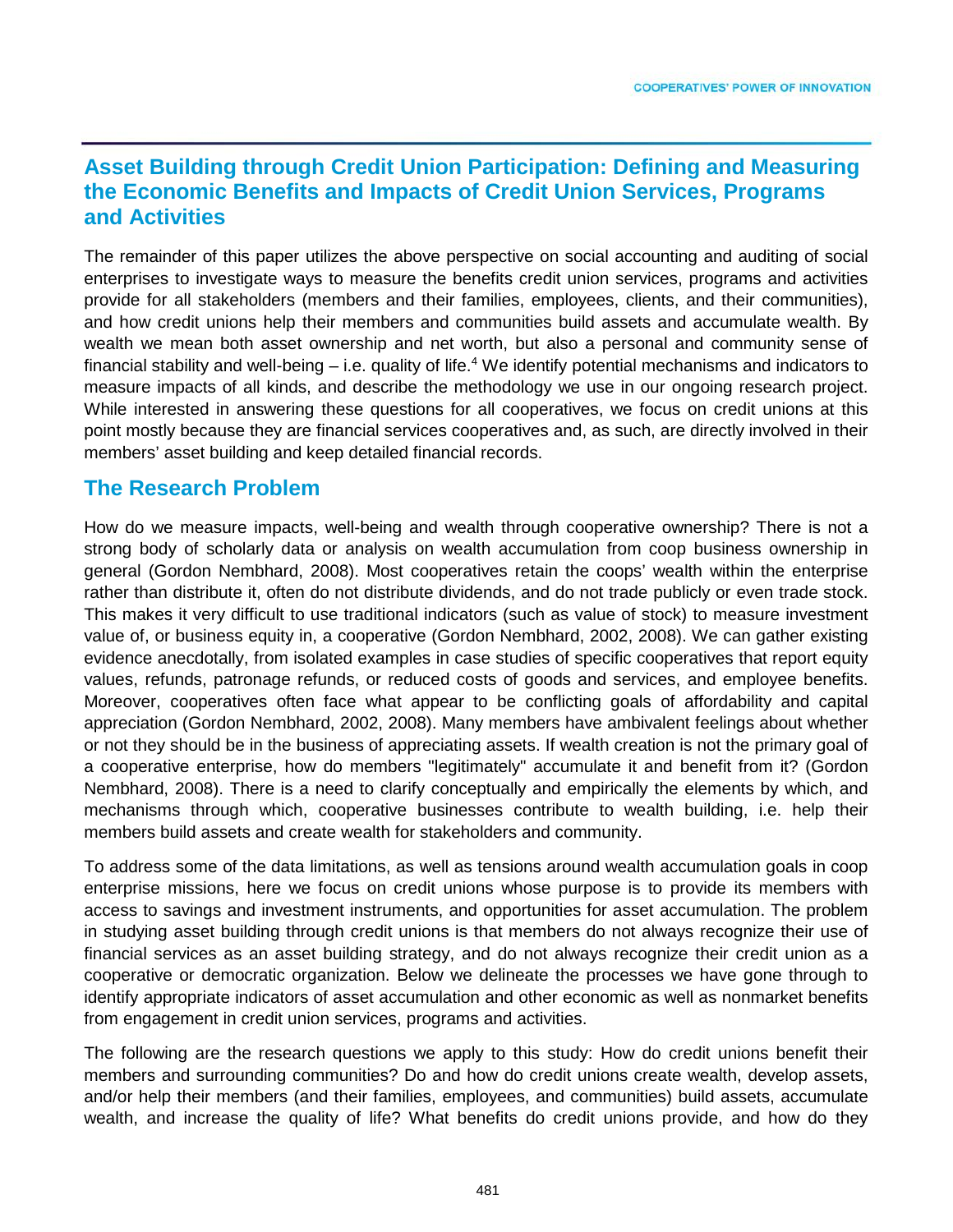## Asset Building through Credit Union Participation: Defining and Measuring the Economic Benefits and Impacts of Credit Union Services, Programs and Activities

The remainder of this paper utilizes the above perspective on social accounting and auditing of social enterprises to investigate ways to measure the benefits credit union services, programs and activities provide for all stakeholders (members and their families, employees, clients, and their communities), and how credit unions help their members and communities build assets and accumulate wealth. By wealth we mean both asset ownership and net worth, but also a personal and community sense of financial stability and well-being – i.e. quality of life.[4] We identify potential mechanisms and indicators to measure impacts of all kinds, and describe the methodology we use in our ongoing research project. While interested in answering these questions for all cooperatives, we focus on credit unions at this point mostly because they are financial services cooperatives and, as such, are directly involved in their members' asset building and keep detailed financial records.

### The Research Problem

How do we measure impacts, well-being and wealth through cooperative ownership? There is not a strong body of scholarly data or analysis on wealth accumulation from coop business ownership in general (Gordon Nembhard, 2008). Most cooperatives retain the coops' wealth within the enterprise rather than distribute it, often do not distribute dividends, and do not trade publicly or even trade stock. This makes it very difficult to use traditional indicators (such as value of stock) to measure investment value of, or business equity in, a cooperative (Gordon Nembhard, 2002, 2008). We can gather existing evidence anecdotally, from isolated examples in case studies of specific cooperatives that report equity values, refunds, patronage refunds, or reduced costs of goods and services, and employee benefits. Moreover, cooperatives often face what appear to be conflicting goals of affordability and capital appreciation (Gordon Nembhard, 2002, 2008). Many members have ambivalent feelings about whether or not they should be in the business of appreciating assets. If wealth creation is not the primary goal of a cooperative enterprise, how do members "legitimately" accumulate it and benefit from it? (Gordon Nembhard, 2008). There is a need to clarify conceptually and empirically the elements by which, and mechanisms through which, cooperative businesses contribute to wealth building, i.e. help their members build assets and create wealth for stakeholders and community.

To address some of the data limitations, as well as tensions around wealth accumulation goals in coop enterprise missions, here we focus on credit unions whose purpose is to provide its members with access to savings and investment instruments, and opportunities for asset accumulation. The problem in studying asset building through credit unions is that members do not always recognize their use of financial services as an asset building strategy, and do not always recognize their credit union as a cooperative or democratic organization. Below we delineate the processes we have gone through to identify appropriate indicators of asset accumulation and other economic as well as nonmarket benefits from engagement in credit union services, programs and activities.

The following are the research questions we apply to this study: How do credit unions benefit their members and surrounding communities? Do and how do credit unions create wealth, develop assets, and/or help their members (and their families, employees, and communities) build assets, accumulate wealth, and increase the quality of life? What benefits do credit unions provide, and how do they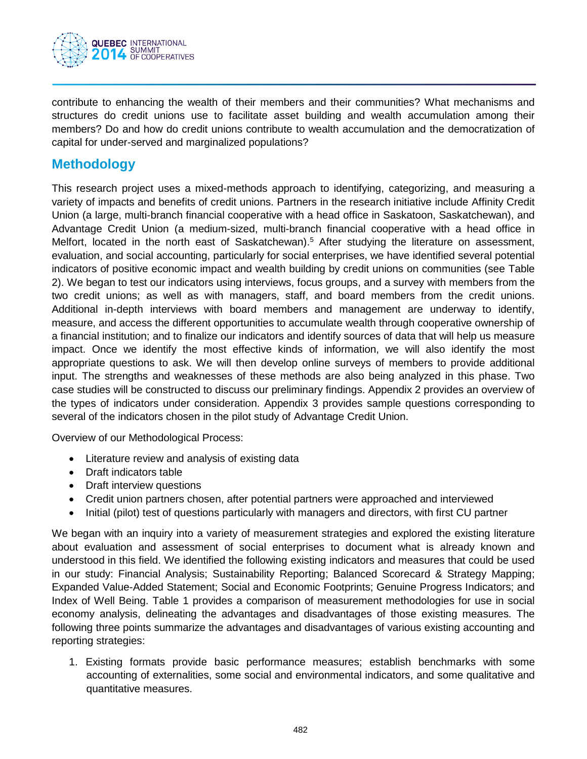contribute to enhancing the wealth of their members and their communities? What mechanisms and structures do credit unions use to facilitate asset building and wealth accumulation among their members? Do and how do credit unions contribute to wealth accumulation and the democratization of capital for under-served and marginalized populations?

## Methodology

This research project uses a mixed-methods approach to identifying, categorizing, and measuring a variety of impacts and benefits of credit unions. Partners in the research initiative include Affinity Credit Union (a large, multi-branch financial cooperative with a head office in Saskatoon, Saskatchewan), and Advantage Credit Union (a medium-sized, multi-branch financial cooperative with a head office in Melfort, located in the north east of Saskatchewan).[5] After studying the literature on assessment, evaluation, and social accounting, particularly for social enterprises, we have identified several potential indicators of positive economic impact and wealth building by credit unions on communities (see Table 2). We began to test our indicators using interviews, focus groups, and a survey with members from the two credit unions; as well as with managers, staff, and board members from the credit unions. Additional in-depth interviews with board members and management are underway to identify, measure, and access the different opportunities to accumulate wealth through cooperative ownership of a financial institution; and to finalize our indicators and identify sources of data that will help us measure impact. Once we identify the most effective kinds of information, we will also identify the most appropriate questions to ask. We will then develop online surveys of members to provide additional input. The strengths and weaknesses of these methods are also being analyzed in this phase. Two case studies will be constructed to discuss our preliminary findings. Appendix 2 provides an overview of the types of indicators under consideration. Appendix 3 provides sample questions corresponding to several of the indicators chosen in the pilot study of Advantage Credit Union.

Overview of our Methodological Process:

- Literature review and analysis of existing data
- Draft indicators table
- Draft interview questions
- Credit union partners chosen, after potential partners were approached and interviewed
- Initial (pilot) test of questions particularly with managers and directors, with first CU partner

We began with an inquiry into a variety of measurement strategies and explored the existing literature about evaluation and assessment of social enterprises to document what is already known and understood in this field. We identified the following existing indicators and measures that could be used in our study: Financial Analysis; Sustainability Reporting; Balanced Scorecard & Strategy Mapping; Expanded Value-Added Statement; Social and Economic Footprints; Genuine Progress Indicators; and Index of Well Being. Table 1 provides a comparison of measurement methodologies for use in social economy analysis, delineating the advantages and disadvantages of those existing measures. The following three points summarize the advantages and disadvantages of various existing accounting and reporting strategies:

1. Existing formats provide basic performance measures; establish benchmarks with some accounting of externalities, some social and environmental indicators, and some qualitative and quantitative measures.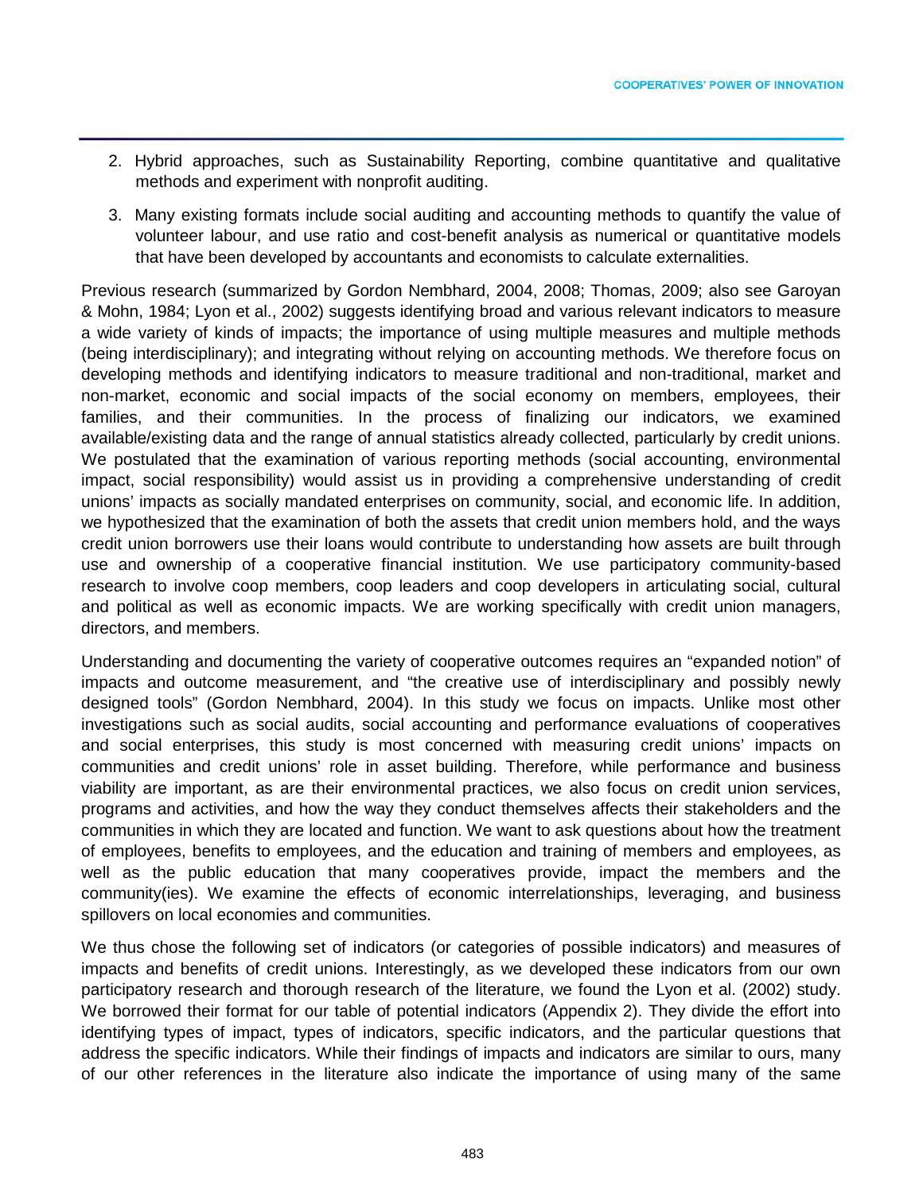2. Hybrid approaches, such as Sustainability Reporting, combine quantitative and qualitative methods and experiment with nonprofit auditing.

3. Many existing formats include social auditing and accounting methods to quantify the value of volunteer labour, and use ratio and cost-benefit analysis as numerical or quantitative models that have been developed by accountants and economists to calculate externalities.

Previous research (summarized by Gordon Nembhard, 2004, 2008; Thomas, 2009; also see Garoyan & Mohn, 1984; Lyon et al., 2002) suggests identifying broad and various relevant indicators to measure a wide variety of kinds of impacts; the importance of using multiple measures and multiple methods (being interdisciplinary); and integrating without relying on accounting methods. We therefore focus on developing methods and identifying indicators to measure traditional and non-traditional, market and non-market, economic and social impacts of the social economy on members, employees, their families, and their communities. In the process of finalizing our indicators, we examined available/existing data and the range of annual statistics already collected, particularly by credit unions. We postulated that the examination of various reporting methods (social accounting, environmental impact, social responsibility) would assist us in providing a comprehensive understanding of credit unions' impacts as socially mandated enterprises on community, social, and economic life. In addition, we hypothesized that the examination of both the assets that credit union members hold, and the ways credit union borrowers use their loans would contribute to understanding how assets are built through use and ownership of a cooperative financial institution. We use participatory community-based research to involve coop members, coop leaders and coop developers in articulating social, cultural and political as well as economic impacts. We are working specifically with credit union managers, directors, and members.

Understanding and documenting the variety of cooperative outcomes requires an "expanded notion" of impacts and outcome measurement, and "the creative use of interdisciplinary and possibly newly designed tools" (Gordon Nembhard, 2004). In this study we focus on impacts. Unlike most other investigations such as social audits, social accounting and performance evaluations of cooperatives and social enterprises, this study is most concerned with measuring credit unions' impacts on communities and credit unions' role in asset building. Therefore, while performance and business viability are important, as are their environmental practices, we also focus on credit union services, programs and activities, and how the way they conduct themselves affects their stakeholders and the communities in which they are located and function. We want to ask questions about how the treatment of employees, benefits to employees, and the education and training of members and employees, as well as the public education that many cooperatives provide, impact the members and the community(ies). We examine the effects of economic interrelationships, leveraging, and business spillovers on local economies and communities.

We thus chose the following set of indicators (or categories of possible indicators) and measures of impacts and benefits of credit unions. Interestingly, as we developed these indicators from our own participatory research and thorough research of the literature, we found the Lyon et al. (2002) study. We borrowed their format for our table of potential indicators (Appendix 2). They divide the effort into identifying types of impact, types of indicators, specific indicators, and the particular questions that address the specific indicators. While their findings of impacts and indicators are similar to ours, many of our other references in the literature also indicate the importance of using many of the same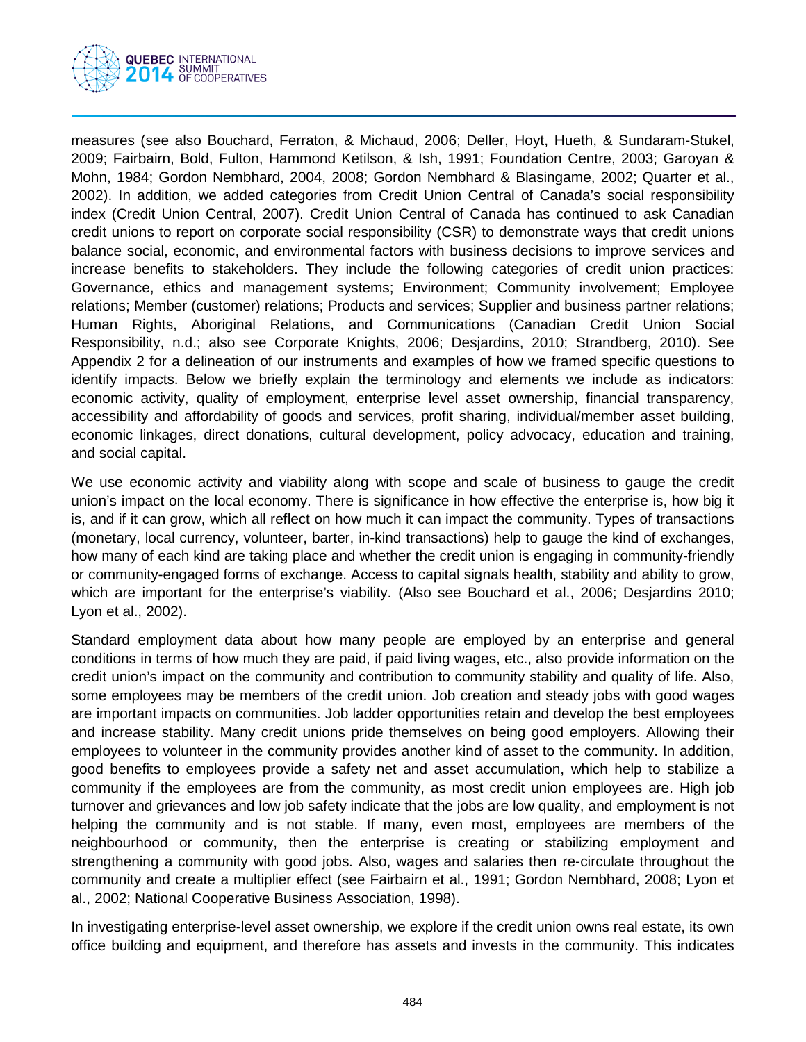measures (see also Bouchard, Ferraton, & Michaud, 2006; Deller, Hoyt, Hueth, & Sundaram-Stukel, 2009; Fairbairn, Bold, Fulton, Hammond Ketilson, & Ish, 1991; Foundation Centre, 2003; Garoyan & Mohn, 1984; Gordon Nembhard, 2004, 2008; Gordon Nembhard & Blasingame, 2002; Quarter et al., 2002). In addition, we added categories from Credit Union Central of Canada's social responsibility index (Credit Union Central, 2007). Credit Union Central of Canada has continued to ask Canadian credit unions to report on corporate social responsibility (CSR) to demonstrate ways that credit unions balance social, economic, and environmental factors with business decisions to improve services and increase benefits to stakeholders. They include the following categories of credit union practices: Governance, ethics and management systems; Environment; Community involvement; Employee relations; Member (customer) relations; Products and services; Supplier and business partner relations; Human Rights, Aboriginal Relations, and Communications (Canadian Credit Union Social Responsibility, n.d.; also see Corporate Knights, 2006; Desjardins, 2010; Strandberg, 2010). See Appendix 2 for a delineation of our instruments and examples of how we framed specific questions to identify impacts. Below we briefly explain the terminology and elements we include as indicators: economic activity, quality of employment, enterprise level asset ownership, financial transparency, accessibility and affordability of goods and services, profit sharing, individual/member asset building, economic linkages, direct donations, cultural development, policy advocacy, education and training, and social capital.

We use economic activity and viability along with scope and scale of business to gauge the credit union's impact on the local economy. There is significance in how effective the enterprise is, how big it is, and if it can grow, which all reflect on how much it can impact the community. Types of transactions (monetary, local currency, volunteer, barter, in-kind transactions) help to gauge the kind of exchanges, how many of each kind are taking place and whether the credit union is engaging in community-friendly or community-engaged forms of exchange. Access to capital signals health, stability and ability to grow, which are important for the enterprise's viability. (Also see Bouchard et al., 2006; Desjardins 2010; Lyon et al., 2002).

Standard employment data about how many people are employed by an enterprise and general conditions in terms of how much they are paid, if paid living wages, etc., also provide information on the credit union's impact on the community and contribution to community stability and quality of life. Also, some employees may be members of the credit union. Job creation and steady jobs with good wages are important impacts on communities. Job ladder opportunities retain and develop the best employees and increase stability. Many credit unions pride themselves on being good employers. Allowing their employees to volunteer in the community provides another kind of asset to the community. In addition, good benefits to employees provide a safety net and asset accumulation, which help to stabilize a community if the employees are from the community, as most credit union employees are. High job turnover and grievances and low job safety indicate that the jobs are low quality, and employment is not helping the community and is not stable. If many, even most, employees are members of the neighbourhood or community, then the enterprise is creating or stabilizing employment and strengthening a community with good jobs. Also, wages and salaries then re-circulate throughout the community and create a multiplier effect (see Fairbairn et al., 1991; Gordon Nembhard, 2008; Lyon et al., 2002; National Cooperative Business Association, 1998).

In investigating enterprise-level asset ownership, we explore if the credit union owns real estate, its own office building and equipment, and therefore has assets and invests in the community. This indicates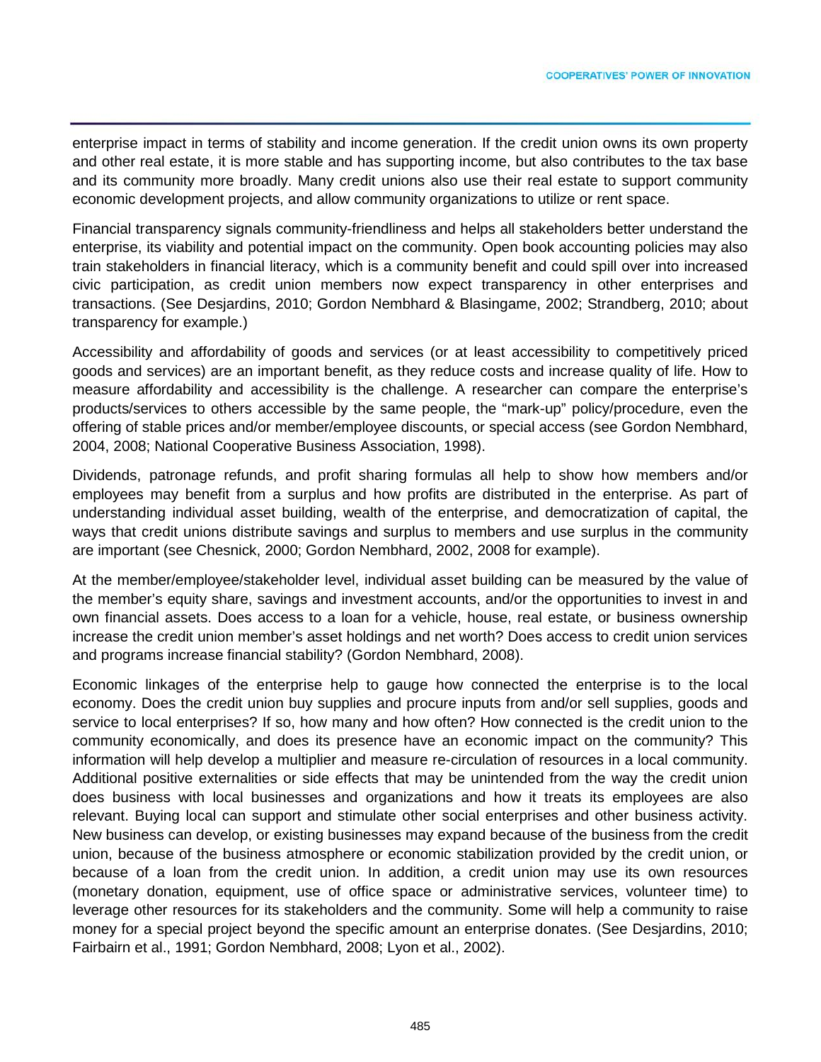enterprise impact in terms of stability and income generation. If the credit union owns its own property and other real estate, it is more stable and has supporting income, but also contributes to the tax base and its community more broadly. Many credit unions also use their real estate to support community economic development projects, and allow community organizations to utilize or rent space.

Financial transparency signals community-friendliness and helps all stakeholders better understand the enterprise, its viability and potential impact on the community. Open book accounting policies may also train stakeholders in financial literacy, which is a community benefit and could spill over into increased civic participation, as credit union members now expect transparency in other enterprises and transactions. (See Desjardins, 2010; Gordon Nembhard & Blasingame, 2002; Strandberg, 2010; about transparency for example.)

Accessibility and affordability of goods and services (or at least accessibility to competitively priced goods and services) are an important benefit, as they reduce costs and increase quality of life. How to measure affordability and accessibility is the challenge. A researcher can compare the enterprise's products/services to others accessible by the same people, the "mark-up" policy/procedure, even the offering of stable prices and/or member/employee discounts, or special access (see Gordon Nembhard, 2004, 2008; National Cooperative Business Association, 1998).

Dividends, patronage refunds, and profit sharing formulas all help to show how members and/or employees may benefit from a surplus and how profits are distributed in the enterprise. As part of understanding individual asset building, wealth of the enterprise, and democratization of capital, the ways that credit unions distribute savings and surplus to members and use surplus in the community are important (see Chesnick, 2000; Gordon Nembhard, 2002, 2008 for example).

At the member/employee/stakeholder level, individual asset building can be measured by the value of the member's equity share, savings and investment accounts, and/or the opportunities to invest in and own financial assets. Does access to a loan for a vehicle, house, real estate, or business ownership increase the credit union member's asset holdings and net worth? Does access to credit union services and programs increase financial stability? (Gordon Nembhard, 2008).

Economic linkages of the enterprise help to gauge how connected the enterprise is to the local economy. Does the credit union buy supplies and procure inputs from and/or sell supplies, goods and service to local enterprises? If so, how many and how often? How connected is the credit union to the community economically, and does its presence have an economic impact on the community? This information will help develop a multiplier and measure re-circulation of resources in a local community. Additional positive externalities or side effects that may be unintended from the way the credit union does business with local businesses and organizations and how it treats its employees are also relevant. Buying local can support and stimulate other social enterprises and other business activity. New business can develop, or existing businesses may expand because of the business from the credit union, because of the business atmosphere or economic stabilization provided by the credit union, or because of a loan from the credit union. In addition, a credit union may use its own resources (monetary donation, equipment, use of office space or administrative services, volunteer time) to leverage other resources for its stakeholders and the community. Some will help a community to raise money for a special project beyond the specific amount an enterprise donates. (See Desjardins, 2010; Fairbairn et al., 1991; Gordon Nembhard, 2008; Lyon et al., 2002).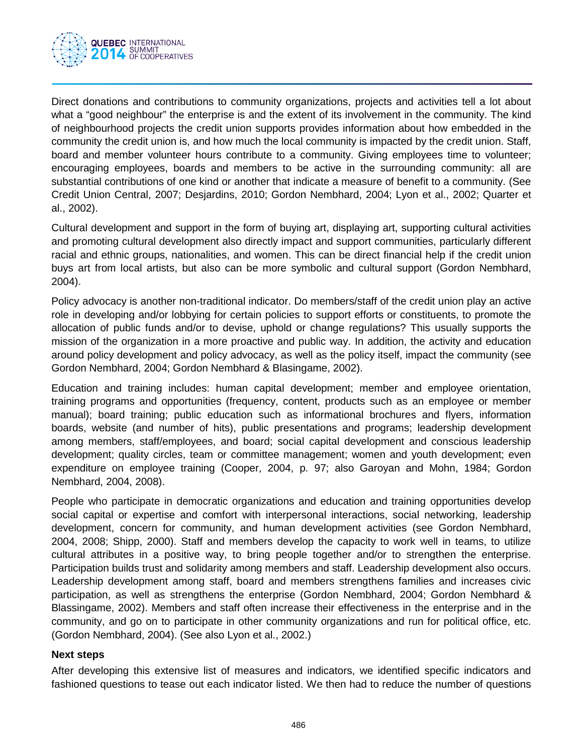Direct donations and contributions to community organizations, projects and activities tell a lot about what a "good neighbour" the enterprise is and the extent of its involvement in the community. The kind of neighbourhood projects the credit union supports provides information about how embedded in the community the credit union is, and how much the local community is impacted by the credit union. Staff, board and member volunteer hours contribute to a community. Giving employees time to volunteer; encouraging employees, boards and members to be active in the surrounding community: all are substantial contributions of one kind or another that indicate a measure of benefit to a community. (See Credit Union Central, 2007; Desjardins, 2010; Gordon Nembhard, 2004; Lyon et al., 2002; Quarter et al., 2002).

Cultural development and support in the form of buying art, displaying art, supporting cultural activities and promoting cultural development also directly impact and support communities, particularly different racial and ethnic groups, nationalities, and women. This can be direct financial help if the credit union buys art from local artists, but also can be more symbolic and cultural support (Gordon Nembhard, 2004).

Policy advocacy is another non-traditional indicator. Do members/staff of the credit union play an active role in developing and/or lobbying for certain policies to support efforts or constituents, to promote the allocation of public funds and/or to devise, uphold or change regulations? This usually supports the mission of the organization in a more proactive and public way. In addition, the activity and education around policy development and policy advocacy, as well as the policy itself, impact the community (see Gordon Nembhard, 2004; Gordon Nembhard & Blasingame, 2002).

Education and training includes: human capital development; member and employee orientation, training programs and opportunities (frequency, content, products such as an employee or member manual); board training; public education such as informational brochures and flyers, information boards, website (and number of hits), public presentations and programs; leadership development among members, staff/employees, and board; social capital development and conscious leadership development; quality circles, team or committee management; women and youth development; even expenditure on employee training (Cooper, 2004, p. 97; also Garoyan and Mohn, 1984; Gordon Nembhard, 2004, 2008).

People who participate in democratic organizations and education and training opportunities develop social capital or expertise and comfort with interpersonal interactions, social networking, leadership development, concern for community, and human development activities (see Gordon Nembhard, 2004, 2008; Shipp, 2000). Staff and members develop the capacity to work well in teams, to utilize cultural attributes in a positive way, to bring people together and/or to strengthen the enterprise. Participation builds trust and solidarity among members and staff. Leadership development also occurs. Leadership development among staff, board and members strengthens families and increases civic participation, as well as strengthens the enterprise (Gordon Nembhard, 2004; Gordon Nembhard & Blassingame, 2002). Members and staff often increase their effectiveness in the enterprise and in the community, and go on to participate in other community organizations and run for political office, etc. (Gordon Nembhard, 2004). (See also Lyon et al., 2002.)

**Next steps**

After developing this extensive list of measures and indicators, we identified specific indicators and fashioned questions to tease out each indicator listed. We then had to reduce the number of questions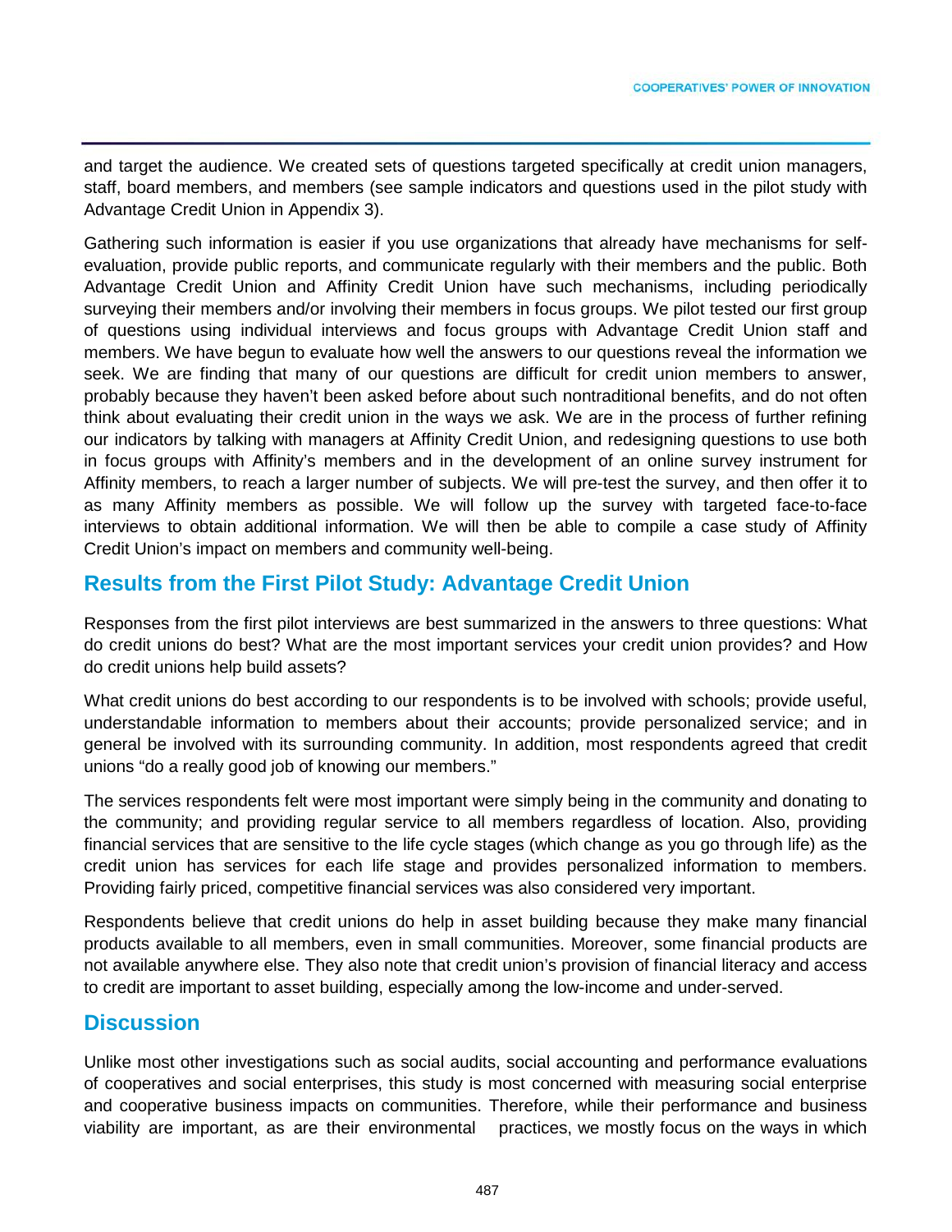and target the audience. We created sets of questions targeted specifically at credit union managers, staff, board members, and members (see sample indicators and questions used in the pilot study with Advantage Credit Union in Appendix 3).

Gathering such information is easier if you use organizations that already have mechanisms for self-evaluation, provide public reports, and communicate regularly with their members and the public. Both Advantage Credit Union and Affinity Credit Union have such mechanisms, including periodically surveying their members and/or involving their members in focus groups. We pilot tested our first group of questions using individual interviews and focus groups with Advantage Credit Union staff and members. We have begun to evaluate how well the answers to our questions reveal the information we seek. We are finding that many of our questions are difficult for credit union members to answer, probably because they haven't been asked before about such nontraditional benefits, and do not often think about evaluating their credit union in the ways we ask. We are in the process of further refining our indicators by talking with managers at Affinity Credit Union, and redesigning questions to use both in focus groups with Affinity's members and in the development of an online survey instrument for Affinity members, to reach a larger number of subjects. We will pre-test the survey, and then offer it to as many Affinity members as possible. We will follow up the survey with targeted face-to-face interviews to obtain additional information. We will then be able to compile a case study of Affinity Credit Union's impact on members and community well-being.

## Results from the First Pilot Study: Advantage Credit Union

Responses from the first pilot interviews are best summarized in the answers to three questions: What do credit unions do best? What are the most important services your credit union provides? and How do credit unions help build assets?

What credit unions do best according to our respondents is to be involved with schools; provide useful, understandable information to members about their accounts; provide personalized service; and in general be involved with its surrounding community. In addition, most respondents agreed that credit unions "do a really good job of knowing our members."

The services respondents felt were most important were simply being in the community and donating to the community; and providing regular service to all members regardless of location. Also, providing financial services that are sensitive to the life cycle stages (which change as you go through life) as the credit union has services for each life stage and provides personalized information to members. Providing fairly priced, competitive financial services was also considered very important.

Respondents believe that credit unions do help in asset building because they make many financial products available to all members, even in small communities. Moreover, some financial products are not available anywhere else. They also note that credit union's provision of financial literacy and access to credit are important to asset building, especially among the low-income and under-served.

## Discussion

Unlike most other investigations such as social audits, social accounting and performance evaluations of cooperatives and social enterprises, this study is most concerned with measuring social enterprise and cooperative business impacts on communities. Therefore, while their performance and business viability are important, as are their environmental practices, we mostly focus on the ways in which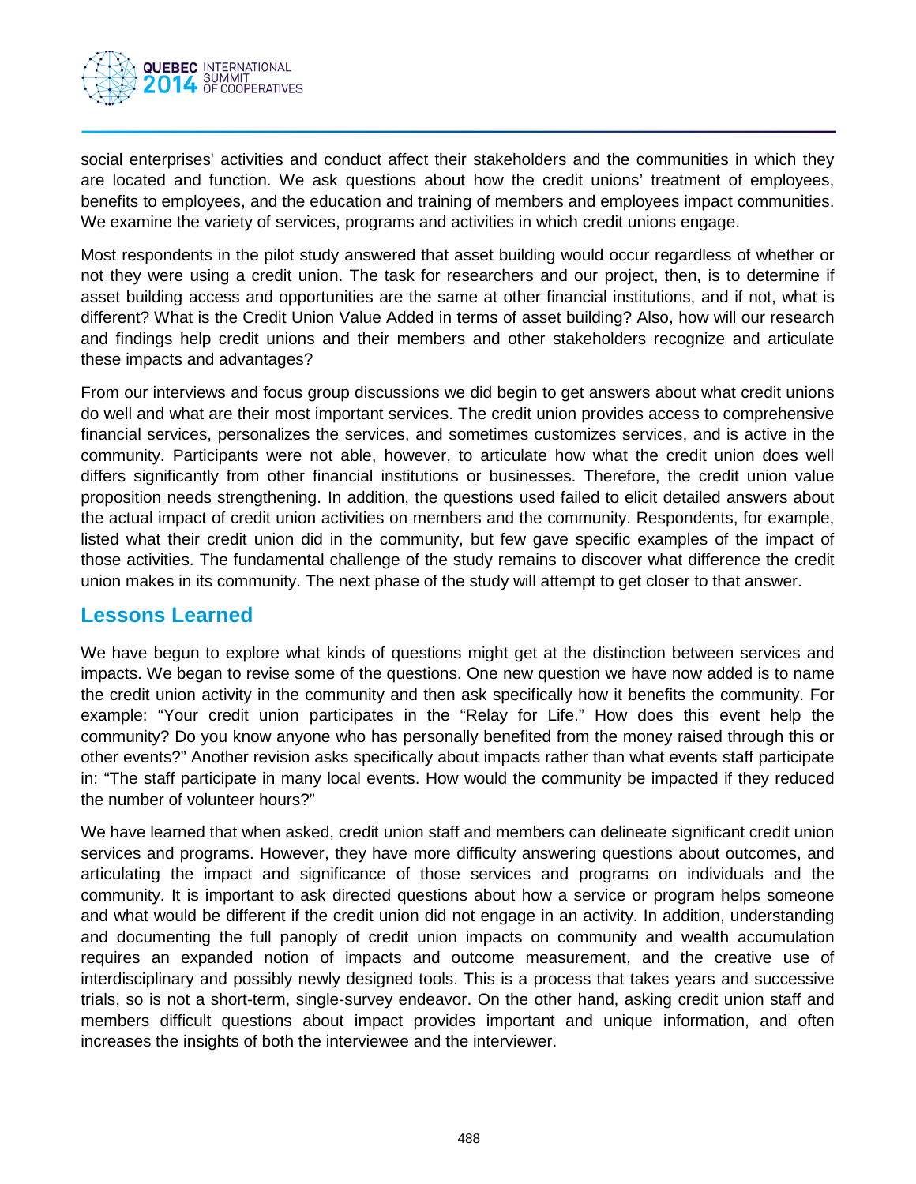social enterprises' activities and conduct affect their stakeholders and the communities in which they are located and function. We ask questions about how the credit unions' treatment of employees, benefits to employees, and the education and training of members and employees impact communities. We examine the variety of services, programs and activities in which credit unions engage.

Most respondents in the pilot study answered that asset building would occur regardless of whether or not they were using a credit union. The task for researchers and our project, then, is to determine if asset building access and opportunities are the same at other financial institutions, and if not, what is different? What is the Credit Union Value Added in terms of asset building? Also, how will our research and findings help credit unions and their members and other stakeholders recognize and articulate these impacts and advantages?

From our interviews and focus group discussions we did begin to get answers about what credit unions do well and what are their most important services. The credit union provides access to comprehensive financial services, personalizes the services, and sometimes customizes services, and is active in the community. Participants were not able, however, to articulate how what the credit union does well differs significantly from other financial institutions or businesses. Therefore, the credit union value proposition needs strengthening. In addition, the questions used failed to elicit detailed answers about the actual impact of credit union activities on members and the community. Respondents, for example, listed what their credit union did in the community, but few gave specific examples of the impact of those activities. The fundamental challenge of the study remains to discover what difference the credit union makes in its community. The next phase of the study will attempt to get closer to that answer.

## Lessons Learned

We have begun to explore what kinds of questions might get at the distinction between services and impacts. We began to revise some of the questions. One new question we have now added is to name the credit union activity in the community and then ask specifically how it benefits the community. For example: "Your credit union participates in the "Relay for Life." How does this event help the community? Do you know anyone who has personally benefited from the money raised through this or other events?" Another revision asks specifically about impacts rather than what events staff participate in: "The staff participate in many local events. How would the community be impacted if they reduced the number of volunteer hours?"

We have learned that when asked, credit union staff and members can delineate significant credit union services and programs. However, they have more difficulty answering questions about outcomes, and articulating the impact and significance of those services and programs on individuals and the community. It is important to ask directed questions about how a service or program helps someone and what would be different if the credit union did not engage in an activity. In addition, understanding and documenting the full panoply of credit union impacts on community and wealth accumulation requires an expanded notion of impacts and outcome measurement, and the creative use of interdisciplinary and possibly newly designed tools. This is a process that takes years and successive trials, so is not a short-term, single-survey endeavor. On the other hand, asking credit union staff and members difficult questions about impact provides important and unique information, and often increases the insights of both the interviewee and the interviewer.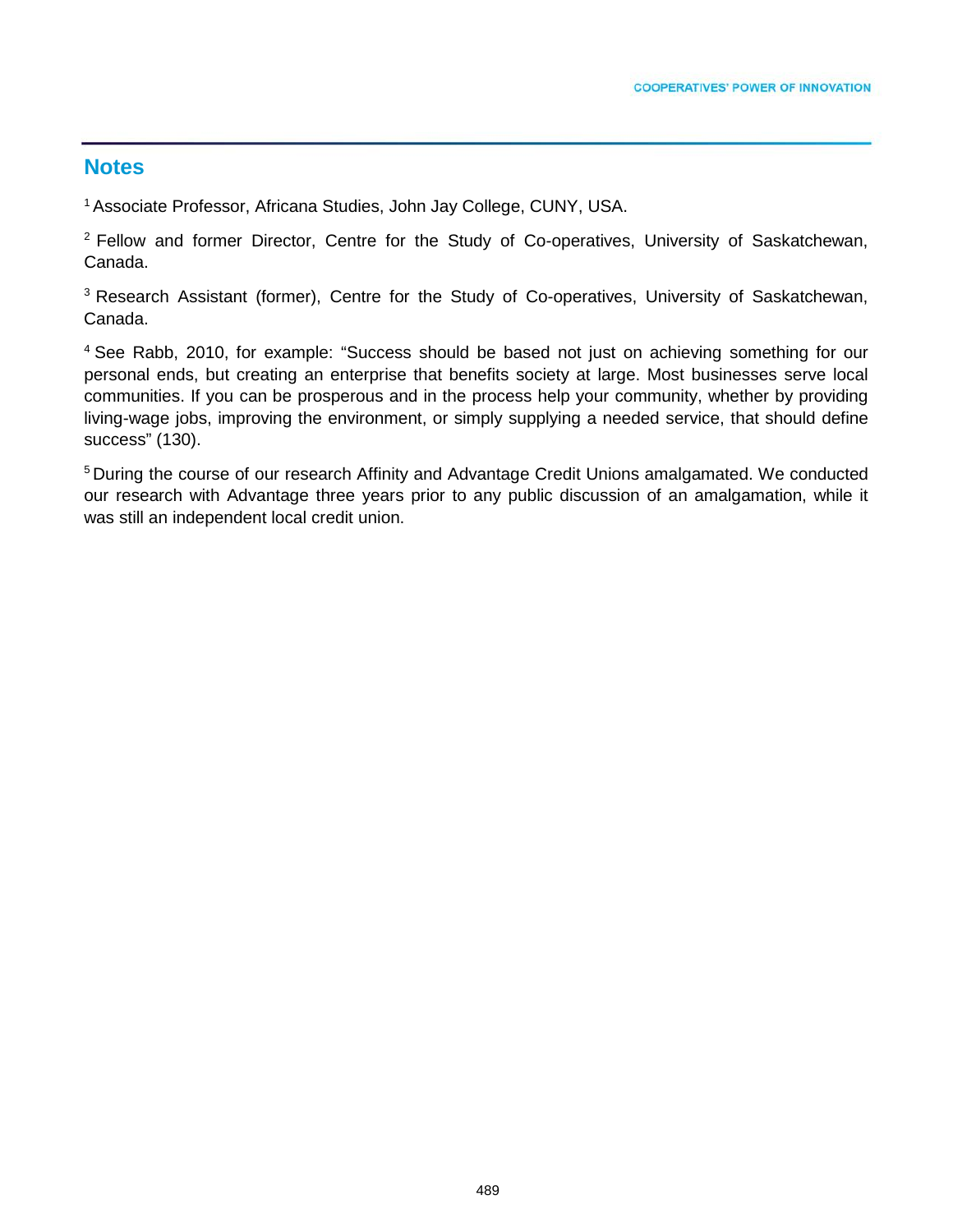## Notes

[1] Associate Professor, Africana Studies, John Jay College, CUNY, USA.

[2] Fellow and former Director, Centre for the Study of Co-operatives, University of Saskatchewan, Canada.

[3] Research Assistant (former), Centre for the Study of Co-operatives, University of Saskatchewan, Canada.

[4] See Rabb, 2010, for example: "Success should be based not just on achieving something for our personal ends, but creating an enterprise that benefits society at large. Most businesses serve local communities. If you can be prosperous and in the process help your community, whether by providing living-wage jobs, improving the environment, or simply supplying a needed service, that should define success" (130).

[5] During the course of our research Affinity and Advantage Credit Unions amalgamated. We conducted our research with Advantage three years prior to any public discussion of an amalgamation, while it was still an independent local credit union.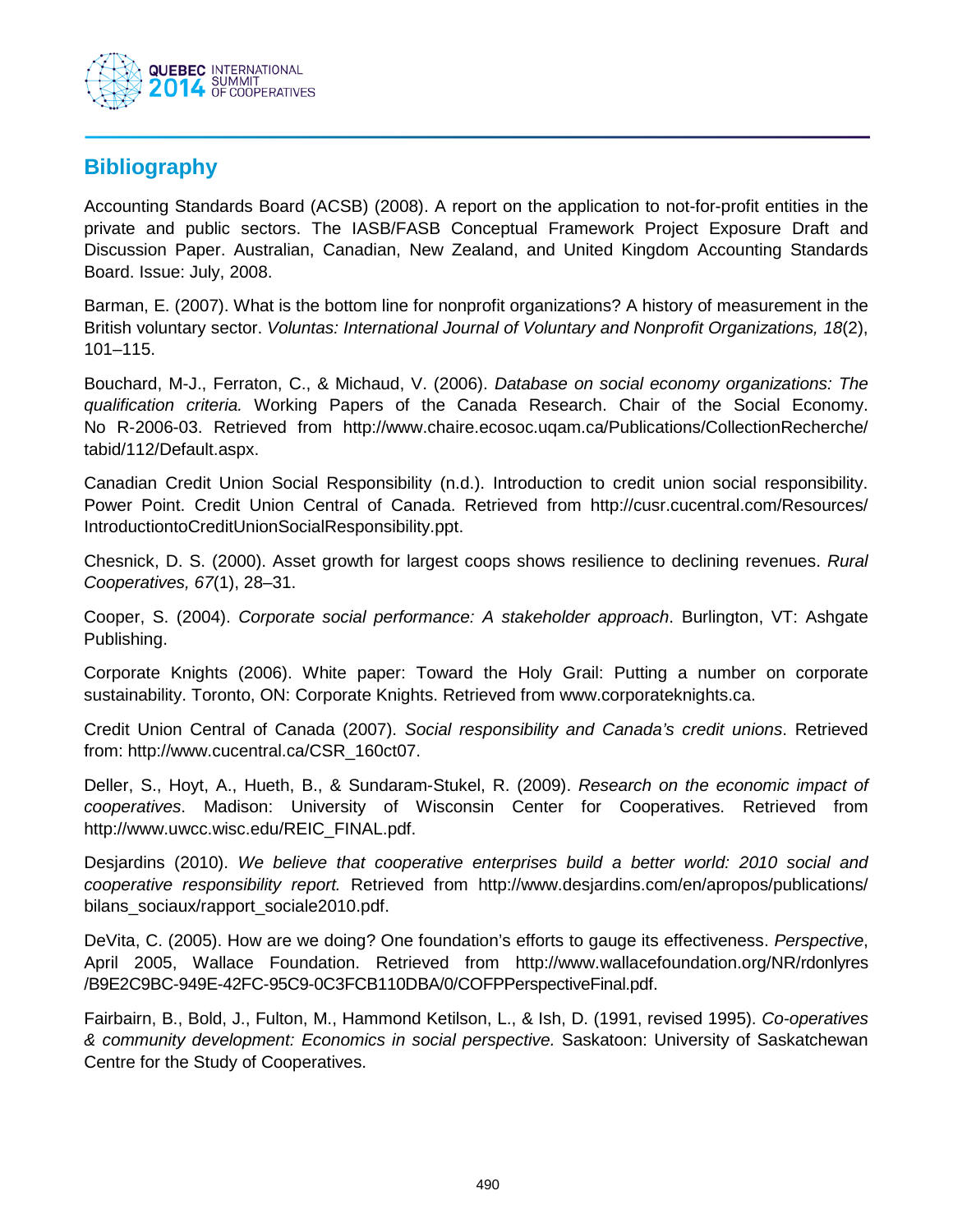## Bibliography

Accounting Standards Board (ACSB) (2008). A report on the application to not-for-profit entities in the private and public sectors. The IASB/FASB Conceptual Framework Project Exposure Draft and Discussion Paper. Australian, Canadian, New Zealand, and United Kingdom Accounting Standards Board. Issue: July, 2008.

Barman, E. (2007). What is the bottom line for nonprofit organizations? A history of measurement in the British voluntary sector. *Voluntas: International Journal of Voluntary and Nonprofit Organizations, 18*(2), 101–115.

Bouchard, M-J., Ferraton, C., & Michaud, V. (2006). *Database on social economy organizations: The qualification criteria.* Working Papers of the Canada Research. Chair of the Social Economy. No R-2006-03. Retrieved from http://www.chaire.ecosoc.uqam.ca/Publications/CollectionRecherche/tabid/112/Default.aspx.

Canadian Credit Union Social Responsibility (n.d.). Introduction to credit union social responsibility. Power Point. Credit Union Central of Canada. Retrieved from http://cusr.cucentral.com/Resources/IntroductiontoCreditUnionSocialResponsibility.ppt.

Chesnick, D. S. (2000). Asset growth for largest coops shows resilience to declining revenues. *Rural Cooperatives, 67*(1), 28–31.

Cooper, S. (2004). *Corporate social performance: A stakeholder approach*. Burlington, VT: Ashgate Publishing.

Corporate Knights (2006). White paper: Toward the Holy Grail: Putting a number on corporate sustainability. Toronto, ON: Corporate Knights. Retrieved from www.corporateknights.ca.

Credit Union Central of Canada (2007). *Social responsibility and Canada's credit unions*. Retrieved from: http://www.cucentral.ca/CSR_160ct07.

Deller, S., Hoyt, A., Hueth, B., & Sundaram-Stukel, R. (2009). *Research on the economic impact of cooperatives*. Madison: University of Wisconsin Center for Cooperatives. Retrieved from http://www.uwcc.wisc.edu/REIC_FINAL.pdf.

Desjardins (2010). *We believe that cooperative enterprises build a better world: 2010 social and cooperative responsibility report.* Retrieved from http://www.desjardins.com/en/apropos/publications/bilans_sociaux/rapport_sociale2010.pdf.

DeVita, C. (2005). How are we doing? One foundation's efforts to gauge its effectiveness. *Perspective*, April 2005, Wallace Foundation. Retrieved from http://www.wallacefoundation.org/NR/rdonlyres/B9E2C9BC-949E-42FC-95C9-0C3FCB110DBA/0/COFPPerspectiveFinal.pdf.

Fairbairn, B., Bold, J., Fulton, M., Hammond Ketilson, L., & Ish, D. (1991, revised 1995). *Co-operatives & community development: Economics in social perspective.* Saskatoon: University of Saskatchewan Centre for the Study of Cooperatives.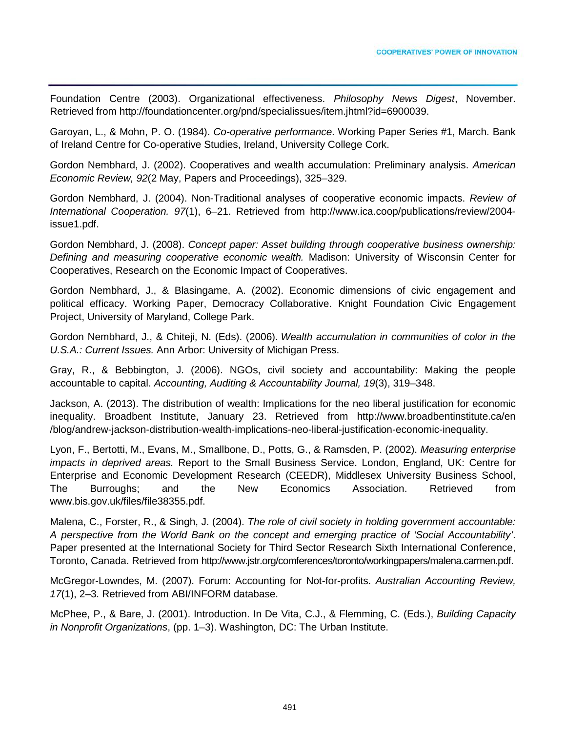Foundation Centre (2003). Organizational effectiveness. *Philosophy News Digest*, November. Retrieved from http://foundationcenter.org/pnd/specialissues/item.jhtml?id=6900039.

Garoyan, L., & Mohn, P. O. (1984). *Co-operative performance*. Working Paper Series #1, March. Bank of Ireland Centre for Co-operative Studies, Ireland, University College Cork.

Gordon Nembhard, J. (2002). Cooperatives and wealth accumulation: Preliminary analysis. *American Economic Review, 92*(2 May, Papers and Proceedings), 325–329.

Gordon Nembhard, J. (2004). Non-Traditional analyses of cooperative economic impacts. *Review of International Cooperation. 97*(1), 6–21. Retrieved from http://www.ica.coop/publications/review/2004-issue1.pdf.

Gordon Nembhard, J. (2008). *Concept paper: Asset building through cooperative business ownership: Defining and measuring cooperative economic wealth.* Madison: University of Wisconsin Center for Cooperatives, Research on the Economic Impact of Cooperatives.

Gordon Nembhard, J., & Blasingame, A. (2002). Economic dimensions of civic engagement and political efficacy. Working Paper, Democracy Collaborative. Knight Foundation Civic Engagement Project, University of Maryland, College Park.

Gordon Nembhard, J., & Chiteji, N. (Eds). (2006). *Wealth accumulation in communities of color in the U.S.A.: Current Issues.* Ann Arbor: University of Michigan Press.

Gray, R., & Bebbington, J. (2006). NGOs, civil society and accountability: Making the people accountable to capital. *Accounting, Auditing & Accountability Journal, 19*(3), 319–348.

Jackson, A. (2013). The distribution of wealth: Implications for the neo liberal justification for economic inequality. Broadbent Institute, January 23. Retrieved from http://www.broadbentinstitute.ca/en/blog/andrew-jackson-distribution-wealth-implications-neo-liberal-justification-economic-inequality.

Lyon, F., Bertotti, M., Evans, M., Smallbone, D., Potts, G., & Ramsden, P. (2002). *Measuring enterprise impacts in deprived areas.* Report to the Small Business Service. London, England, UK: Centre for Enterprise and Economic Development Research (CEEDR), Middlesex University Business School, The Burroughs; and the New Economics Association. Retrieved from www.bis.gov.uk/files/file38355.pdf.

Malena, C., Forster, R., & Singh, J. (2004). *The role of civil society in holding government accountable: A perspective from the World Bank on the concept and emerging practice of 'Social Accountability'*. Paper presented at the International Society for Third Sector Research Sixth International Conference, Toronto, Canada. Retrieved from http://www.jstr.org/comferences/toronto/workingpapers/malena.carmen.pdf.

McGregor-Lowndes, M. (2007). Forum: Accounting for Not-for-profits. *Australian Accounting Review, 17*(1), 2–3. Retrieved from ABI/INFORM database.

McPhee, P., & Bare, J. (2001). Introduction. In De Vita, C.J., & Flemming, C. (Eds.), *Building Capacity in Nonprofit Organizations*, (pp. 1–3). Washington, DC: The Urban Institute.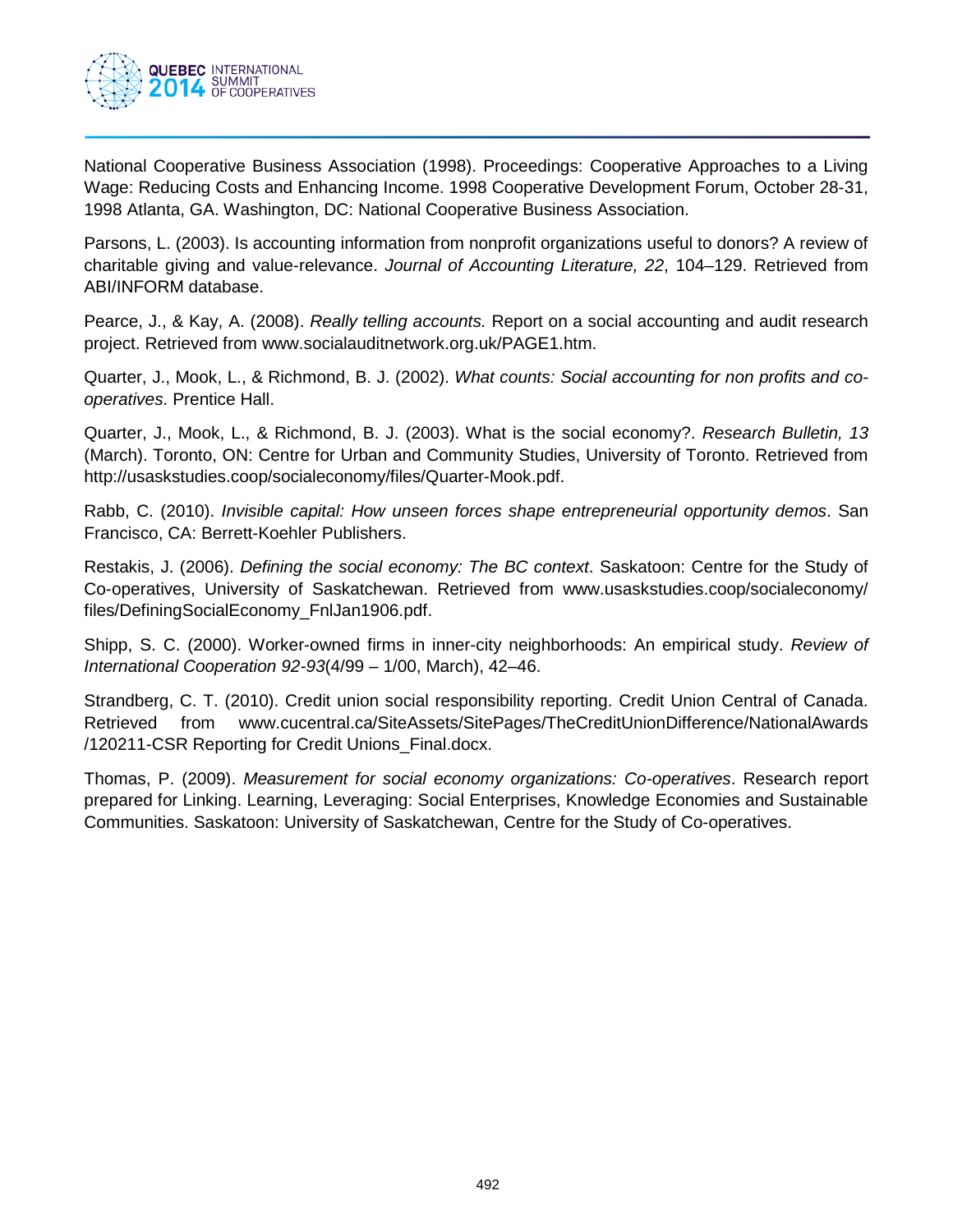National Cooperative Business Association (1998). Proceedings: Cooperative Approaches to a Living Wage: Reducing Costs and Enhancing Income. 1998 Cooperative Development Forum, October 28-31, 1998 Atlanta, GA. Washington, DC: National Cooperative Business Association.

Parsons, L. (2003). Is accounting information from nonprofit organizations useful to donors? A review of charitable giving and value-relevance. *Journal of Accounting Literature, 22*, 104–129. Retrieved from ABI/INFORM database.

Pearce, J., & Kay, A. (2008). *Really telling accounts.* Report on a social accounting and audit research project. Retrieved from www.socialauditnetwork.org.uk/PAGE1.htm.

Quarter, J., Mook, L., & Richmond, B. J. (2002). *What counts: Social accounting for non profits and co-operatives*. Prentice Hall.

Quarter, J., Mook, L., & Richmond, B. J. (2003). What is the social economy?. *Research Bulletin, 13* (March). Toronto, ON: Centre for Urban and Community Studies, University of Toronto. Retrieved from http://usaskstudies.coop/socialeconomy/files/Quarter-Mook.pdf.

Rabb, C. (2010). *Invisible capital: How unseen forces shape entrepreneurial opportunity demos*. San Francisco, CA: Berrett-Koehler Publishers.

Restakis, J. (2006). *Defining the social economy: The BC context*. Saskatoon: Centre for the Study of Co-operatives, University of Saskatchewan. Retrieved from www.usaskstudies.coop/socialeconomy/files/DefiningSocialEconomy_FnlJan1906.pdf.

Shipp, S. C. (2000). Worker-owned firms in inner-city neighborhoods: An empirical study. *Review of International Cooperation 92-93*(4/99 – 1/00, March), 42–46.

Strandberg, C. T. (2010). Credit union social responsibility reporting. Credit Union Central of Canada. Retrieved from www.cucentral.ca/SiteAssets/SitePages/TheCreditUnionDifference/NationalAwards/120211-CSR Reporting for Credit Unions_Final.docx.

Thomas, P. (2009). *Measurement for social economy organizations: Co-operatives*. Research report prepared for Linking. Learning, Leveraging: Social Enterprises, Knowledge Economies and Sustainable Communities. Saskatoon: University of Saskatchewan, Centre for the Study of Co-operatives.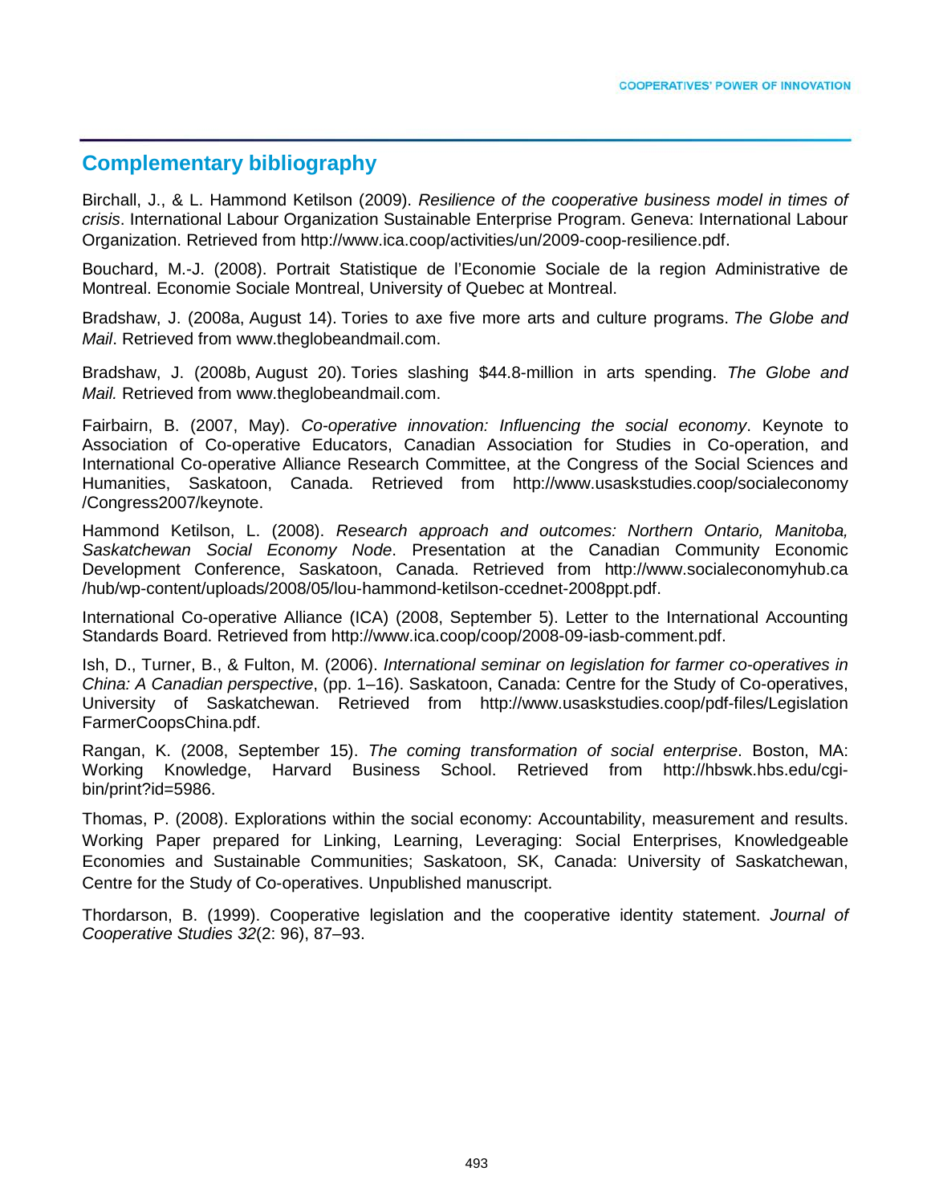## Complementary bibliography

Birchall, J., & L. Hammond Ketilson (2009). *Resilience of the cooperative business model in times of crisis*. International Labour Organization Sustainable Enterprise Program. Geneva: International Labour Organization. Retrieved from http://www.ica.coop/activities/un/2009-coop-resilience.pdf.

Bouchard, M.-J. (2008). Portrait Statistique de l'Economie Sociale de la region Administrative de Montreal. Economie Sociale Montreal, University of Quebec at Montreal.

Bradshaw, J. (2008a, August 14). Tories to axe five more arts and culture programs. *The Globe and Mail*. Retrieved from www.theglobeandmail.com.

Bradshaw, J. (2008b, August 20). Tories slashing $44.8-million in arts spending. *The Globe and Mail.* Retrieved from www.theglobeandmail.com.

Fairbairn, B. (2007, May). *Co-operative innovation: Influencing the social economy*. Keynote to Association of Co-operative Educators, Canadian Association for Studies in Co-operation, and International Co-operative Alliance Research Committee, at the Congress of the Social Sciences and Humanities, Saskatoon, Canada. Retrieved from http://www.usaskstudies.coop/socialeconomy/Congress2007/keynote.

Hammond Ketilson, L. (2008). *Research approach and outcomes: Northern Ontario, Manitoba, Saskatchewan Social Economy Node*. Presentation at the Canadian Community Economic Development Conference, Saskatoon, Canada. Retrieved from http://www.socialeconomyhub.ca/hub/wp-content/uploads/2008/05/lou-hammond-ketilson-ccednet-2008ppt.pdf.

International Co-operative Alliance (ICA) (2008, September 5). Letter to the International Accounting Standards Board. Retrieved from http://www.ica.coop/coop/2008-09-iasb-comment.pdf.

Ish, D., Turner, B., & Fulton, M. (2006). *International seminar on legislation for farmer co-operatives in China: A Canadian perspective*, (pp. 1–16). Saskatoon, Canada: Centre for the Study of Co-operatives, University of Saskatchewan. Retrieved from http://www.usaskstudies.coop/pdf-files/LegislationFarmerCoopsChina.pdf.

Rangan, K. (2008, September 15). *The coming transformation of social enterprise*. Boston, MA: Working Knowledge, Harvard Business School. Retrieved from http://hbswk.hbs.edu/cgi-bin/print?id=5986.

Thomas, P. (2008). Explorations within the social economy: Accountability, measurement and results. Working Paper prepared for Linking, Learning, Leveraging: Social Enterprises, Knowledgeable Economies and Sustainable Communities; Saskatoon, SK, Canada: University of Saskatchewan, Centre for the Study of Co-operatives. Unpublished manuscript.

Thordarson, B. (1999). Cooperative legislation and the cooperative identity statement. *Journal of Cooperative Studies 32*(2: 96), 87–93.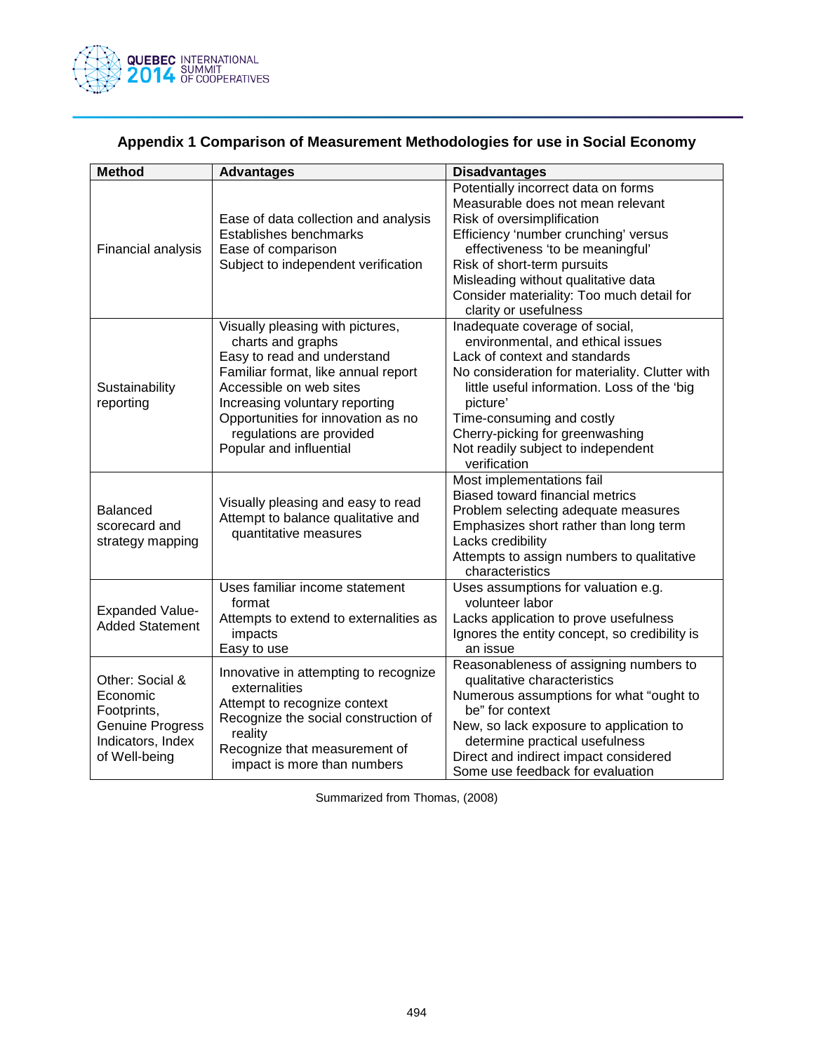## Appendix 1 Comparison of Measurement Methodologies for use in Social Economy

| Method | Advantages | Disadvantages |
|---|---|---|
| Financial analysis | Ease of data collection and analysis<br>Establishes benchmarks<br>Ease of comparison<br>Subject to independent verification | Potentially incorrect data on forms<br>Measurable does not mean relevant<br>Risk of oversimplification<br>Efficiency 'number crunching' versus effectiveness 'to be meaningful'<br>Risk of short-term pursuits<br>Misleading without qualitative data<br>Consider materiality: Too much detail for clarity or usefulness |
| Sustainability reporting | Visually pleasing with pictures, charts and graphs<br>Easy to read and understand<br>Familiar format, like annual report<br>Accessible on web sites<br>Increasing voluntary reporting<br>Opportunities for innovation as no regulations are provided<br>Popular and influential | Inadequate coverage of social, environmental, and ethical issues<br>Lack of context and standards<br>No consideration for materiality. Clutter with little useful information. Loss of the 'big picture'<br>Time-consuming and costly<br>Cherry-picking for greenwashing<br>Not readily subject to independent verification |
| Balanced scorecard and strategy mapping | Visually pleasing and easy to read<br>Attempt to balance qualitative and quantitative measures | Most implementations fail<br>Biased toward financial metrics<br>Problem selecting adequate measures<br>Emphasizes short rather than long term<br>Lacks credibility<br>Attempts to assign numbers to qualitative characteristics |
| Expanded Value-Added Statement | Uses familiar income statement format<br>Attempts to extend to externalities as impacts<br>Easy to use | Uses assumptions for valuation e.g. volunteer labor<br>Lacks application to prove usefulness<br>Ignores the entity concept, so credibility is an issue |
| Other: Social & Economic Footprints, Genuine Progress Indicators, Index of Well-being | Innovative in attempting to recognize externalities<br>Attempt to recognize context<br>Recognize the social construction of reality<br>Recognize that measurement of impact is more than numbers | Reasonableness of assigning numbers to qualitative characteristics<br>Numerous assumptions for what "ought to be" for context<br>New, so lack exposure to application to determine practical usefulness<br>Direct and indirect impact considered<br>Some use feedback for evaluation |

Summarized from Thomas, (2008)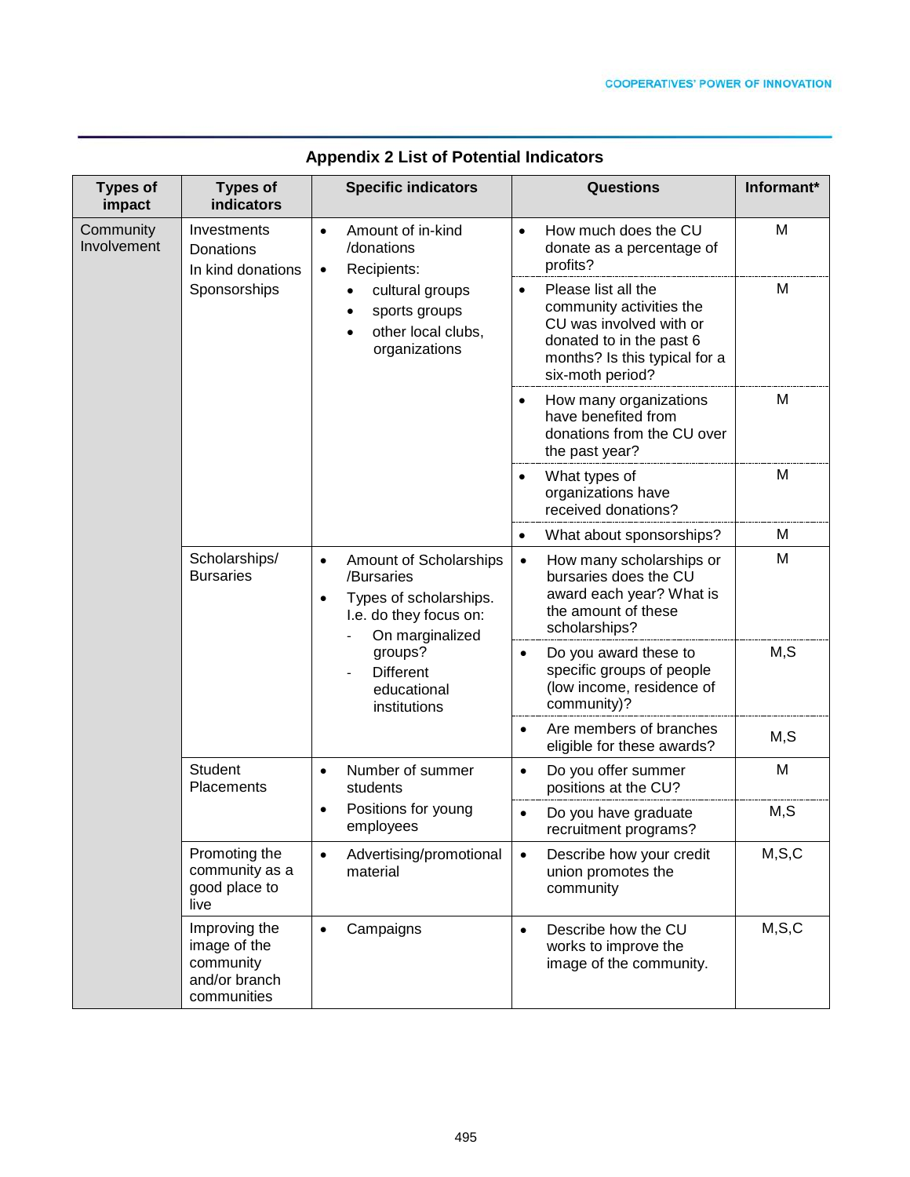## Appendix 2 List of Potential Indicators

| Types of impact | Types of indicators | Specific indicators | Questions | Informant* |
|---|---|---|---|---|
| Community Involvement | Investments<br>Donations<br>In kind donations<br>Sponsorships | • Amount of in-kind /donations<br>• Recipients:<br>  • cultural groups<br>  • sports groups<br>  • other local clubs, organizations | • How much does the CU donate as a percentage of profits? | M |
| | | | • Please list all the community activities the CU was involved with or donated to in the past 6 months? Is this typical for a six-moth period? | M |
| | | | • How many organizations have benefited from donations from the CU over the past year? | M |
| | | | • What types of organizations have received donations? | M |
| | | | • What about sponsorships? | M |
| | Scholarships/ Bursaries | • Amount of Scholarships /Bursaries<br>• Types of scholarships. I.e. do they focus on:<br>  - On marginalized groups?<br>  - Different educational institutions | • How many scholarships or bursaries does the CU award each year? What is the amount of these scholarships? | M |
| | | | • Do you award these to specific groups of people (low income, residence of community)? | M,S |
| | | | • Are members of branches eligible for these awards? | M,S |
| | Student Placements | • Number of summer students<br>• Positions for young employees | • Do you offer summer positions at the CU? | M |
| | | | • Do you have graduate recruitment programs? | M,S |
| | Promoting the community as a good place to live | • Advertising/promotional material | • Describe how your credit union promotes the community | M,S,C |
| | Improving the image of the community and/or branch communities | • Campaigns | • Describe how the CU works to improve the image of the community. | M,S,C |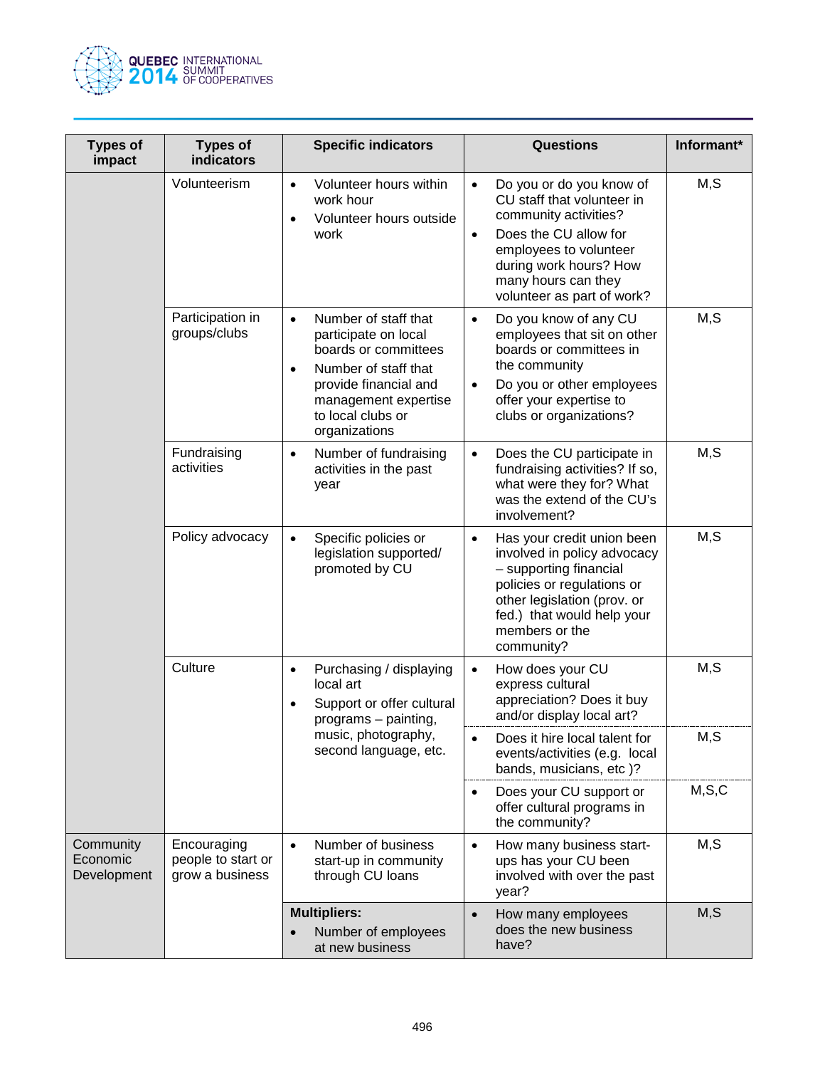| Types of impact | Types of indicators | Specific indicators | Questions | Informant* |
|---|---|---|---|---|
| | Volunteerism | • Volunteer hours within work hour<br>• Volunteer hours outside work | • Do you or do you know of CU staff that volunteer in community activities?<br>• Does the CU allow for employees to volunteer during work hours? How many hours can they volunteer as part of work? | M,S |
| | Participation in groups/clubs | • Number of staff that participate on local boards or committees<br>• Number of staff that provide financial and management expertise to local clubs or organizations | • Do you know of any CU employees that sit on other boards or committees in the community<br>• Do you or other employees offer your expertise to clubs or organizations? | M,S |
| | Fundraising activities | • Number of fundraising activities in the past year | • Does the CU participate in fundraising activities? If so, what were they for? What was the extend of the CU's involvement? | M,S |
| | Policy advocacy | • Specific policies or legislation supported/ promoted by CU | • Has your credit union been involved in policy advocacy – supporting financial policies or regulations or other legislation (prov. or fed.) that would help your members or the community? | M,S |
| | Culture | • Purchasing / displaying local art<br>• Support or offer cultural programs – painting, music, photography, second language, etc. | • How does your CU express cultural appreciation? Does it buy and/or display local art? | M,S |
| | | | • Does it hire local talent for events/activities (e.g. local bands, musicians, etc )? | M,S |
| | | | • Does your CU support or offer cultural programs in the community? | M,S,C |
| Community Economic Development | Encouraging people to start or grow a business | • Number of business start-up in community through CU loans | • How many business start-ups has your CU been involved with over the past year? | M,S |
| | | **Multipliers:**<br>• Number of employees at new business | • How many employees does the new business have? | M,S |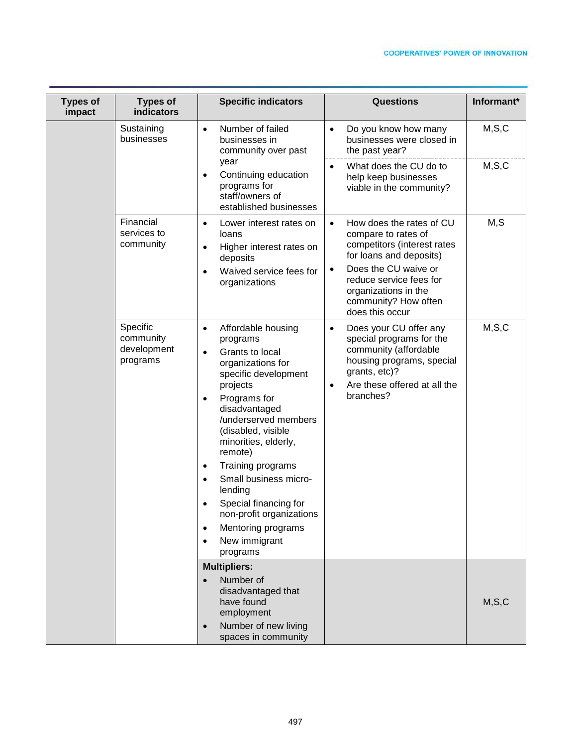| Types of impact | Types of indicators | Specific indicators | Questions | Informant* |
|---|---|---|---|---|
| | Sustaining businesses | • Number of failed businesses in community over past year<br>• Continuing education programs for staff/owners of established businesses | • Do you know how many businesses were closed in the past year? | M,S,C |
| | | | • What does the CU do to help keep businesses viable in the community? | M,S,C |
| | Financial services to community | • Lower interest rates on loans<br>• Higher interest rates on deposits<br>• Waived service fees for organizations | • How does the rates of CU compare to rates of competitors (interest rates for loans and deposits)<br>• Does the CU waive or reduce service fees for organizations in the community? How often does this occur | M,S |
| | Specific community development programs | • Affordable housing programs<br>• Grants to local organizations for specific development projects<br>• Programs for disadvantaged /underserved members (disabled, visible minorities, elderly, remote)<br>• Training programs<br>• Small business micro-lending<br>• Special financing for non-profit organizations<br>• Mentoring programs<br>• New immigrant programs | • Does your CU offer any special programs for the community (affordable housing programs, special grants, etc)?<br>• Are these offered at all the branches? | M,S,C |
| | | **Multipliers:**<br>• Number of disadvantaged that have found employment<br>• Number of new living spaces in community | | M,S,C |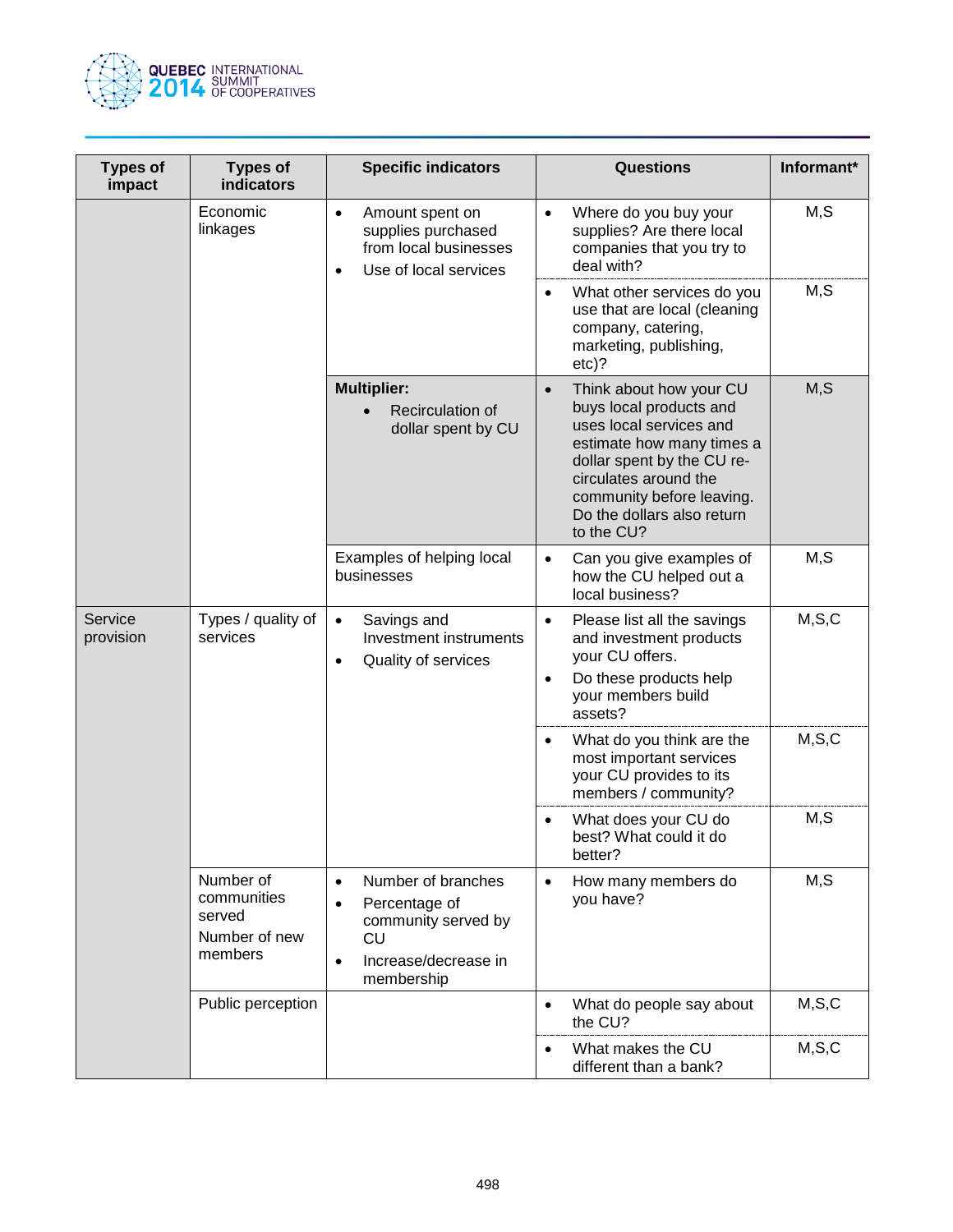| Types of impact | Types of indicators | Specific indicators | Questions | Informant* |
|---|---|---|---|---|
| | Economic linkages | • Amount spent on supplies purchased from local businesses<br>• Use of local services | • Where do you buy your supplies? Are there local companies that you try to deal with? | M,S |
| | | | • What other services do you use that are local (cleaning company, catering, marketing, publishing, etc)? | M,S |
| | | **Multiplier:**<br>• Recirculation of dollar spent by CU | • Think about how your CU buys local products and uses local services and estimate how many times a dollar spent by the CU re-circulates around the community before leaving. Do the dollars also return to the CU? | M,S |
| | | Examples of helping local businesses | • Can you give examples of how the CU helped out a local business? | M,S |
| Service provision | Types / quality of services | • Savings and Investment instruments<br>• Quality of services | • Please list all the savings and investment products your CU offers.<br>• Do these products help your members build assets? | M,S,C |
| | | | • What do you think are the most important services your CU provides to its members / community? | M,S,C |
| | | | • What does your CU do best? What could it do better? | M,S |
| | Number of communities served<br>Number of new members | • Number of branches<br>• Percentage of community served by CU<br>• Increase/decrease in membership | • How many members do you have? | M,S |
| | Public perception | | • What do people say about the CU? | M,S,C |
| | | | • What makes the CU different than a bank? | M,S,C |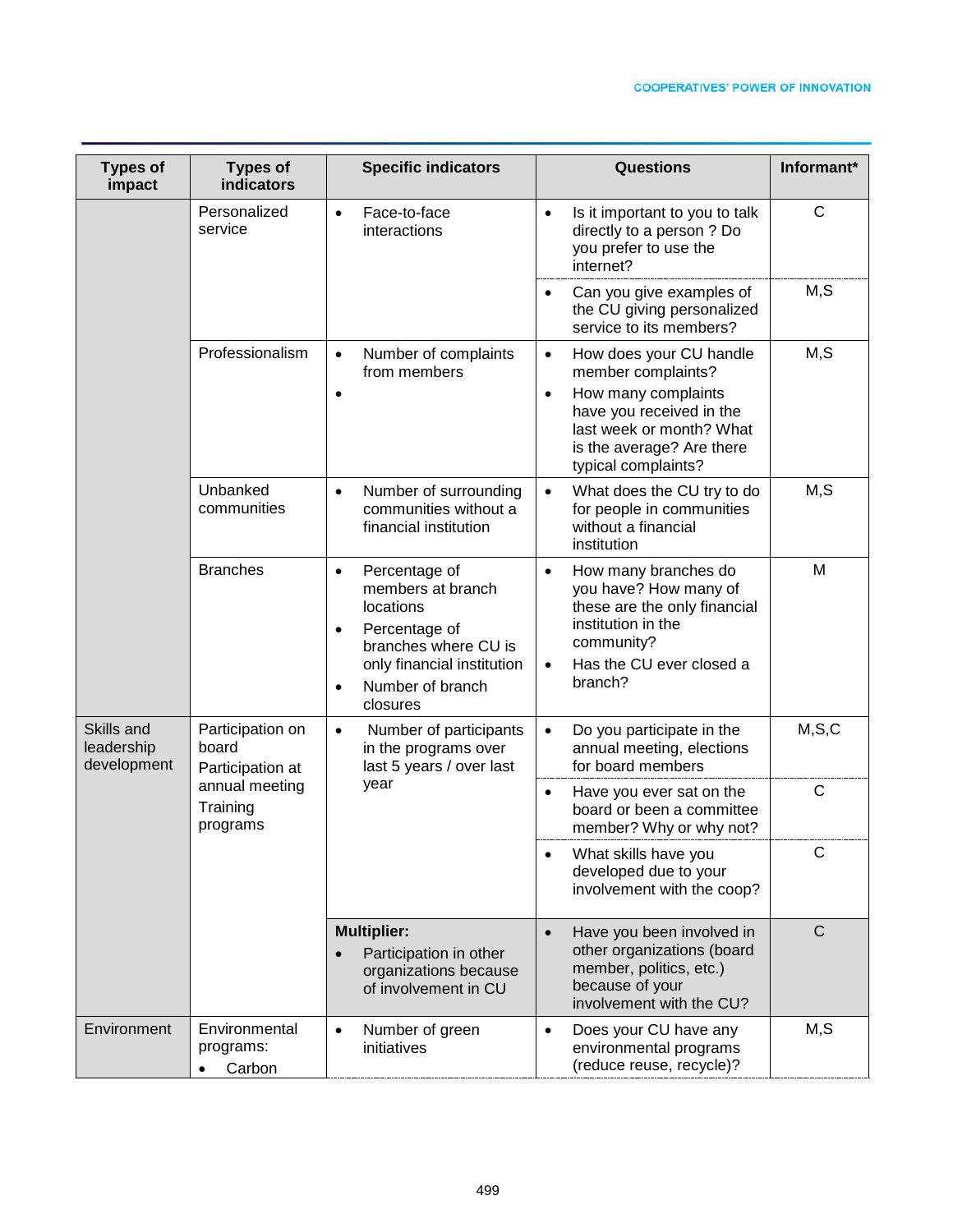| Types of impact | Types of indicators | Specific indicators | Questions | Informant* |
|---|---|---|---|---|
| | Personalized service | • Face-to-face interactions | • Is it important to you to talk directly to a person ? Do you prefer to use the internet? | C |
| | | | • Can you give examples of the CU giving personalized service to its members? | M,S |
| | Professionalism | • Number of complaints from members<br>• | • How does your CU handle member complaints?<br>• How many complaints have you received in the last week or month? What is the average? Are there typical complaints? | M,S |
| | Unbanked communities | • Number of surrounding communities without a financial institution | • What does the CU try to do for people in communities without a financial institution | M,S |
| | Branches | • Percentage of members at branch locations<br>• Percentage of branches where CU is only financial institution<br>• Number of branch closures | • How many branches do you have? How many of these are the only financial institution in the community?<br>• Has the CU ever closed a branch? | M |
| Skills and leadership development | Participation on board<br>Participation at annual meeting<br>Training programs | • Number of participants in the programs over last 5 years / over last year | • Do you participate in the annual meeting, elections for board members | M,S,C |
| | | | • Have you ever sat on the board or been a committee member? Why or why not? | C |
| | | | • What skills have you developed due to your involvement with the coop? | C |
| | | **Multiplier:**<br>• Participation in other organizations because of involvement in CU | • Have you been involved in other organizations (board member, politics, etc.) because of your involvement with the CU? | C |
| Environment | Environmental programs:<br>• Carbon | • Number of green initiatives | • Does your CU have any environmental programs (reduce reuse, recycle)? | M,S |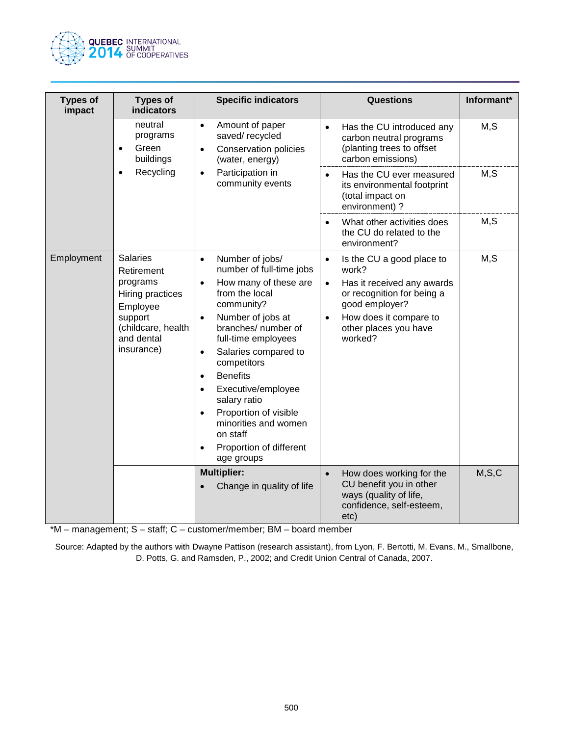| Types of impact | Types of indicators | Specific indicators | Questions | Informant* |
|---|---|---|---|---|
| | neutral programs<br>• Green buildings<br>• Recycling | • Amount of paper saved/ recycled<br>• Conservation policies (water, energy)<br>• Participation in community events | • Has the CU introduced any carbon neutral programs (planting trees to offset carbon emissions) | M,S |
| | | | • Has the CU ever measured its environmental footprint (total impact on environment) ? | M,S |
| | | | • What other activities does the CU do related to the environment? | M,S |
| Employment | Salaries<br>Retirement programs<br>Hiring practices<br>Employee support (childcare, health and dental insurance) | • Number of jobs/ number of full-time jobs<br>• How many of these are from the local community?<br>• Number of jobs at branches/ number of full-time employees<br>• Salaries compared to competitors<br>• Benefits<br>• Executive/employee salary ratio<br>• Proportion of visible minorities and women on staff<br>• Proportion of different age groups | • Is the CU a good place to work?<br>• Has it received any awards or recognition for being a good employer?<br>• How does it compare to other places you have worked? | M,S |
| | | **Multiplier:**<br>• Change in quality of life | • How does working for the CU benefit you in other ways (quality of life, confidence, self-esteem, etc) | M,S,C |

*M – management; S – staff; C – customer/member; BM – board member

Source: Adapted by the authors with Dwayne Pattison (research assistant), from Lyon, F. Bertotti, M. Evans, M., Smallbone, D. Potts, G. and Ramsden, P., 2002; and Credit Union Central of Canada, 2007.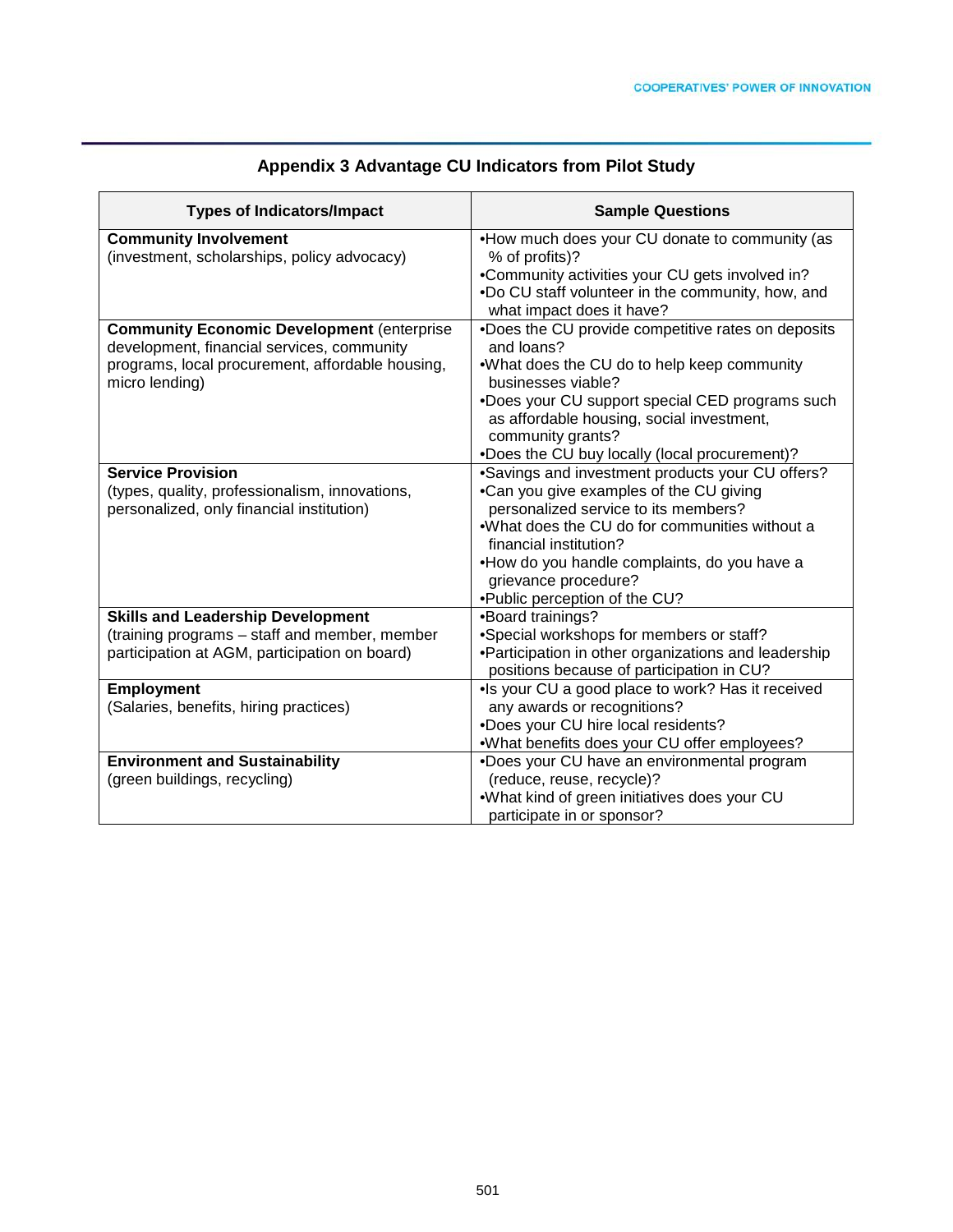## Appendix 3 Advantage CU Indicators from Pilot Study

| Types of Indicators/Impact | Sample Questions |
|---|---|
| **Community Involvement** (investment, scholarships, policy advocacy) | •How much does your CU donate to community (as % of profits)? •Community activities your CU gets involved in? •Do CU staff volunteer in the community, how, and what impact does it have? |
| **Community Economic Development** (enterprise development, financial services, community programs, local procurement, affordable housing, micro lending) | •Does the CU provide competitive rates on deposits and loans? •What does the CU do to help keep community businesses viable? •Does your CU support special CED programs such as affordable housing, social investment, community grants? •Does the CU buy locally (local procurement)? |
| **Service Provision** (types, quality, professionalism, innovations, personalized, only financial institution) | •Savings and investment products your CU offers? •Can you give examples of the CU giving personalized service to its members? •What does the CU do for communities without a financial institution? •How do you handle complaints, do you have a grievance procedure? •Public perception of the CU? |
| **Skills and Leadership Development** (training programs – staff and member, member participation at AGM, participation on board) | •Board trainings? •Special workshops for members or staff? •Participation in other organizations and leadership positions because of participation in CU? |
| **Employment** (Salaries, benefits, hiring practices) | •Is your CU a good place to work? Has it received any awards or recognitions? •Does your CU hire local residents? •What benefits does your CU offer employees? |
| **Environment and Sustainability** (green buildings, recycling) | •Does your CU have an environmental program (reduce, reuse, recycle)? •What kind of green initiatives does your CU participate in or sponsor? |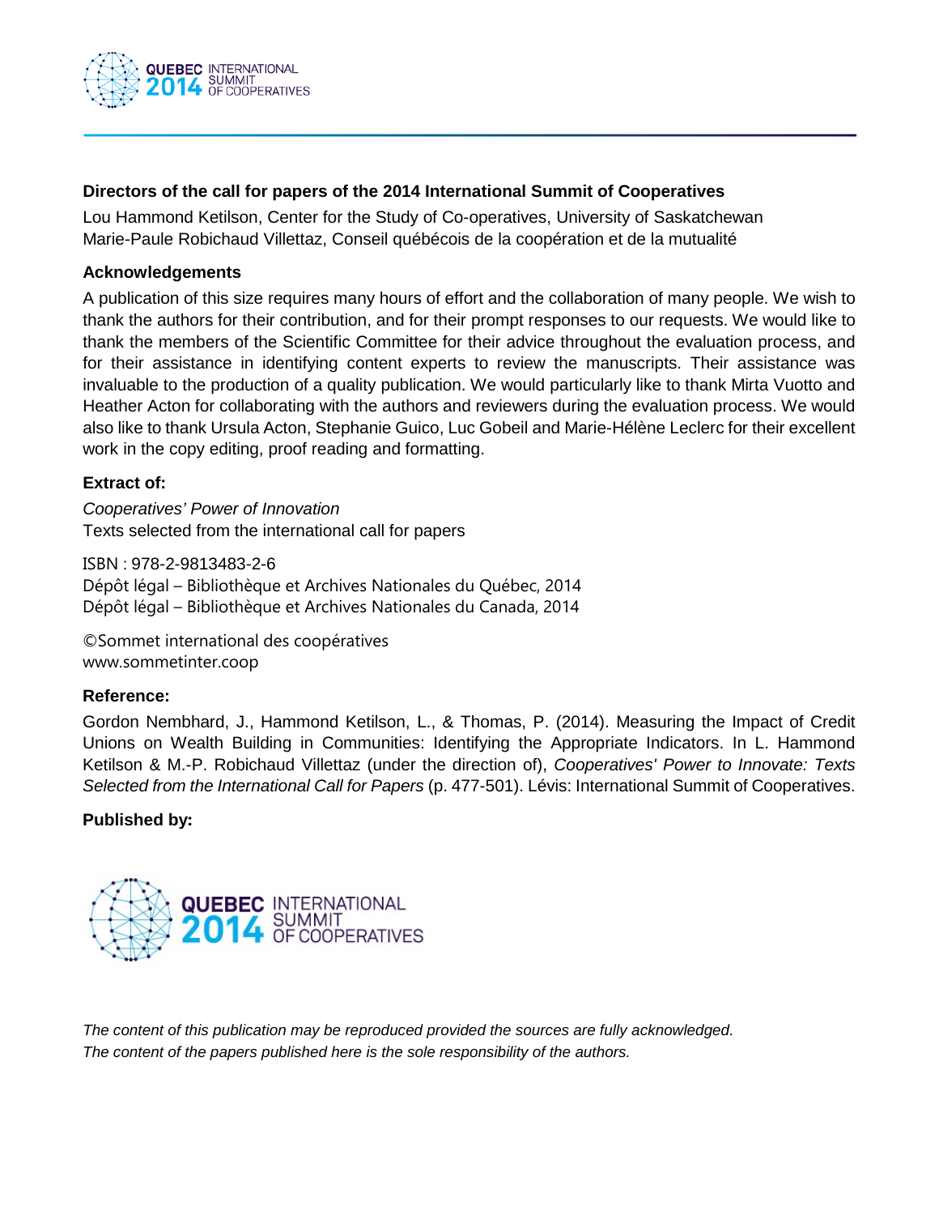**Directors of the call for papers of the 2014 International Summit of Cooperatives**

Lou Hammond Ketilson, Center for the Study of Co-operatives, University of Saskatchewan
Marie-Paule Robichaud Villettaz, Conseil québécois de la coopération et de la mutualité

**Acknowledgements**

A publication of this size requires many hours of effort and the collaboration of many people. We wish to thank the authors for their contribution, and for their prompt responses to our requests. We would like to thank the members of the Scientific Committee for their advice throughout the evaluation process, and for their assistance in identifying content experts to review the manuscripts. Their assistance was invaluable to the production of a quality publication. We would particularly like to thank Mirta Vuotto and Heather Acton for collaborating with the authors and reviewers during the evaluation process. We would also like to thank Ursula Acton, Stephanie Guico, Luc Gobeil and Marie-Hélène Leclerc for their excellent work in the copy editing, proof reading and formatting.

**Extract of:**

*Cooperatives' Power of Innovation*
Texts selected from the international call for papers

ISBN : 978-2-9813483-2-6
Dépôt légal – Bibliothèque et Archives Nationales du Québec, 2014
Dépôt légal – Bibliothèque et Archives Nationales du Canada, 2014

©Sommet international des coopératives
www.sommetinter.coop

**Reference:**

Gordon Nembhard, J., Hammond Ketilson, L., & Thomas, P. (2014). Measuring the Impact of Credit Unions on Wealth Building in Communities: Identifying the Appropriate Indicators. In L. Hammond Ketilson & M.-P. Robichaud Villettaz (under the direction of), *Cooperatives' Power to Innovate: Texts Selected from the International Call for Papers* (p. 477-501). Lévis: International Summit of Cooperatives.

**Published by:**

QUEBEC INTERNATIONAL SUMMIT OF COOPERATIVES 2014

*The content of this publication may be reproduced provided the sources are fully acknowledged.*
*The content of the papers published here is the sole responsibility of the authors.*